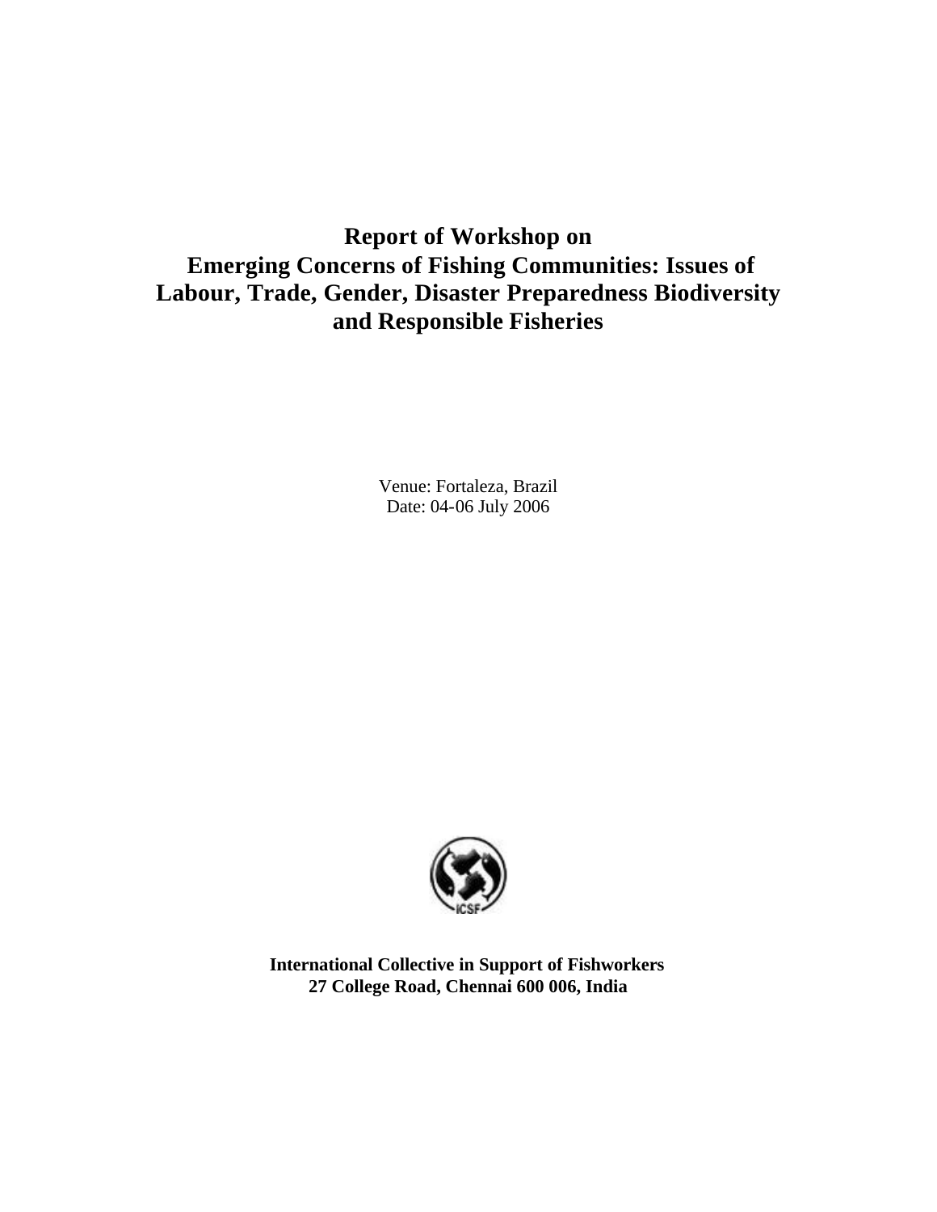# Report of Workshop on Emerging Concerns of Fishing Communities: Issues of Labour, Trade, Gender, Disaster Preparedness Biodiversity and Responsible Fisheries

Venue: Fortaleza, Brazil
Date: 04-06 July 2006

ICSF

**International Collective in Support of Fishworkers**
**27 College Road, Chennai 600 006, India**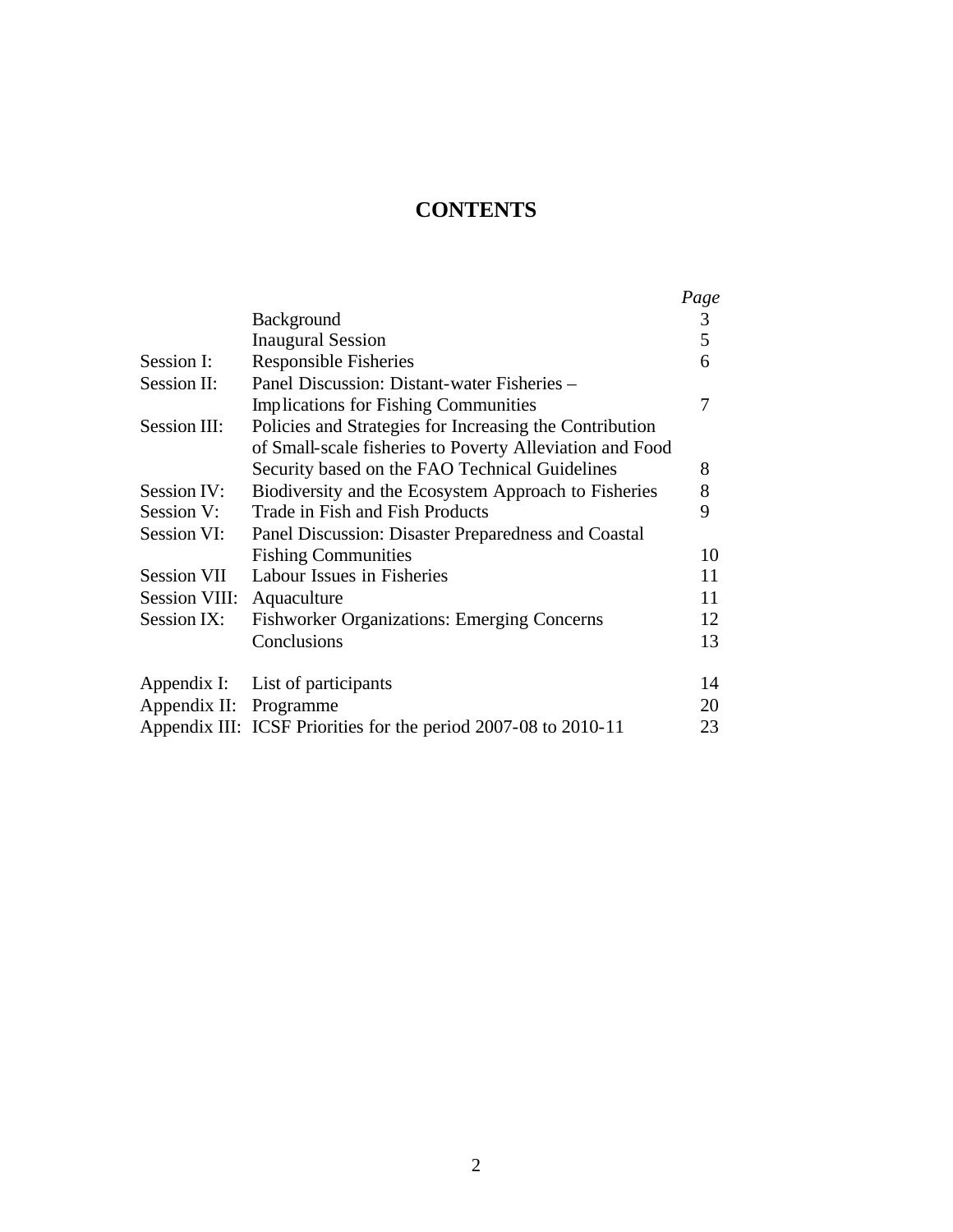# CONTENTS

| | | *Page* |
|---|---|---|
| | Background | 3 |
| | Inaugural Session | 5 |
| Session I: | Responsible Fisheries | 6 |
| Session II: | Panel Discussion: Distant-water Fisheries – Implications for Fishing Communities | 7 |
| Session III: | Policies and Strategies for Increasing the Contribution of Small-scale fisheries to Poverty Alleviation and Food Security based on the FAO Technical Guidelines | 8 |
| Session IV: | Biodiversity and the Ecosystem Approach to Fisheries | 8 |
| Session V: | Trade in Fish and Fish Products | 9 |
| Session VI: | Panel Discussion: Disaster Preparedness and Coastal Fishing Communities | 10 |
| Session VII | Labour Issues in Fisheries | 11 |
| Session VIII: | Aquaculture | 11 |
| Session IX: | Fishworker Organizations: Emerging Concerns | 12 |
| | Conclusions | 13 |
| Appendix I: | List of participants | 14 |
| Appendix II: | Programme | 20 |
| Appendix III: | ICSF Priorities for the period 2007-08 to 2010-11 | 23 |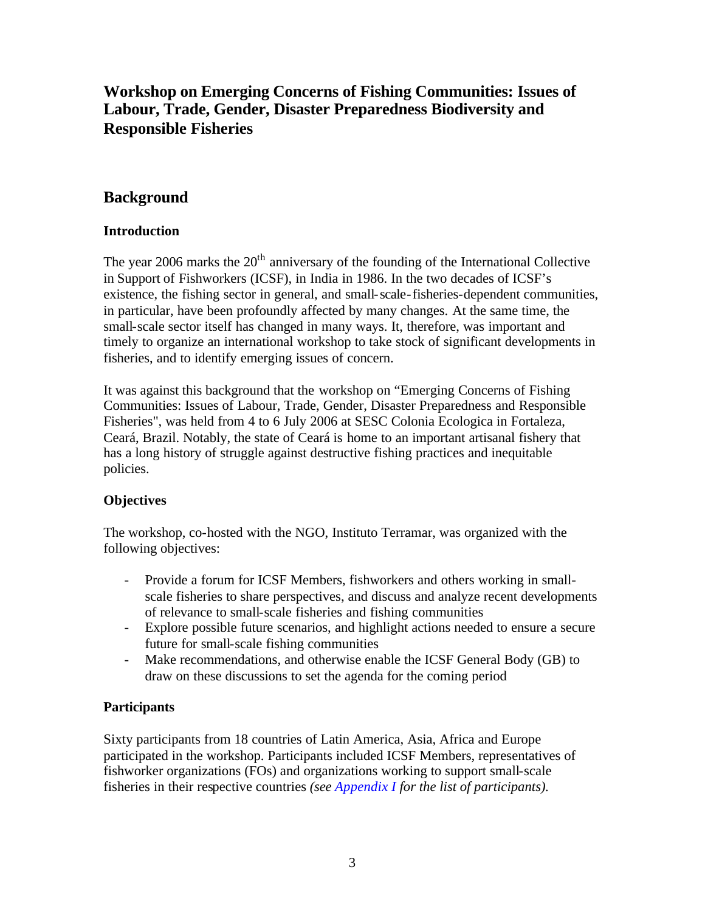# Workshop on Emerging Concerns of Fishing Communities: Issues of Labour, Trade, Gender, Disaster Preparedness Biodiversity and Responsible Fisheries

## Background

### Introduction

The year 2006 marks the 20th anniversary of the founding of the International Collective in Support of Fishworkers (ICSF), in India in 1986. In the two decades of ICSF's existence, the fishing sector in general, and small-scale-fisheries-dependent communities, in particular, have been profoundly affected by many changes. At the same time, the small-scale sector itself has changed in many ways. It, therefore, was important and timely to organize an international workshop to take stock of significant developments in fisheries, and to identify emerging issues of concern.

It was against this background that the workshop on "Emerging Concerns of Fishing Communities: Issues of Labour, Trade, Gender, Disaster Preparedness and Responsible Fisheries", was held from 4 to 6 July 2006 at SESC Colonia Ecologica in Fortaleza, Ceará, Brazil. Notably, the state of Ceará is home to an important artisanal fishery that has a long history of struggle against destructive fishing practices and inequitable policies.

### Objectives

The workshop, co-hosted with the NGO, Instituto Terramar, was organized with the following objectives:

- Provide a forum for ICSF Members, fishworkers and others working in small-scale fisheries to share perspectives, and discuss and analyze recent developments of relevance to small-scale fisheries and fishing communities
- Explore possible future scenarios, and highlight actions needed to ensure a secure future for small-scale fishing communities
- Make recommendations, and otherwise enable the ICSF General Body (GB) to draw on these discussions to set the agenda for the coming period

### Participants

Sixty participants from 18 countries of Latin America, Asia, Africa and Europe participated in the workshop. Participants included ICSF Members, representatives of fishworker organizations (FOs) and organizations working to support small-scale fisheries in their respective countries *(see Appendix I for the list of participants).*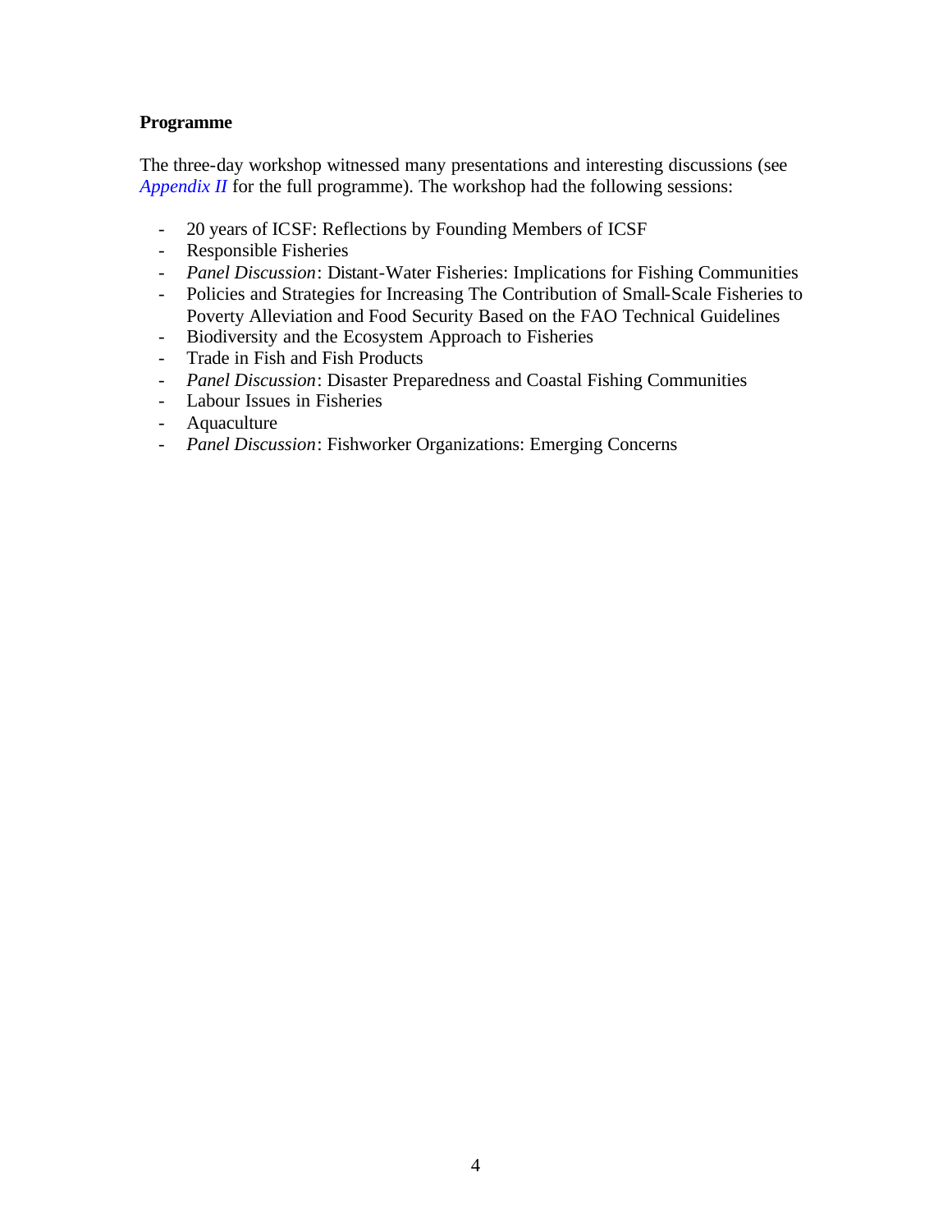**Programme**

The three-day workshop witnessed many presentations and interesting discussions (see *Appendix II* for the full programme). The workshop had the following sessions:

- 20 years of ICSF: Reflections by Founding Members of ICSF
- Responsible Fisheries
- *Panel Discussion*: Distant-Water Fisheries: Implications for Fishing Communities
- Policies and Strategies for Increasing The Contribution of Small-Scale Fisheries to Poverty Alleviation and Food Security Based on the FAO Technical Guidelines
- Biodiversity and the Ecosystem Approach to Fisheries
- Trade in Fish and Fish Products
- *Panel Discussion*: Disaster Preparedness and Coastal Fishing Communities
- Labour Issues in Fisheries
- Aquaculture
- *Panel Discussion*: Fishworker Organizations: Emerging Concerns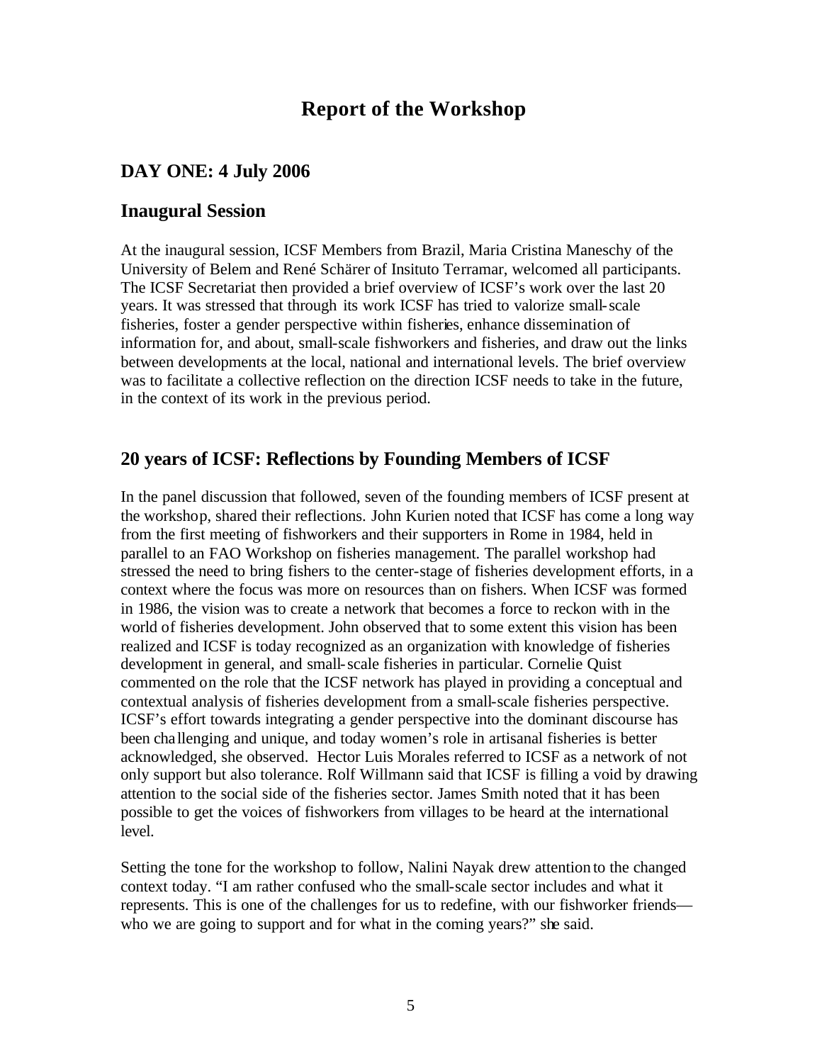# Report of the Workshop

## DAY ONE: 4 July 2006

## Inaugural Session

At the inaugural session, ICSF Members from Brazil, Maria Cristina Maneschy of the University of Belem and René Schärer of Insituto Terramar, welcomed all participants. The ICSF Secretariat then provided a brief overview of ICSF's work over the last 20 years. It was stressed that through its work ICSF has tried to valorize small-scale fisheries, foster a gender perspective within fisheries, enhance dissemination of information for, and about, small-scale fishworkers and fisheries, and draw out the links between developments at the local, national and international levels. The brief overview was to facilitate a collective reflection on the direction ICSF needs to take in the future, in the context of its work in the previous period.

## 20 years of ICSF: Reflections by Founding Members of ICSF

In the panel discussion that followed, seven of the founding members of ICSF present at the workshop, shared their reflections. John Kurien noted that ICSF has come a long way from the first meeting of fishworkers and their supporters in Rome in 1984, held in parallel to an FAO Workshop on fisheries management. The parallel workshop had stressed the need to bring fishers to the center-stage of fisheries development efforts, in a context where the focus was more on resources than on fishers. When ICSF was formed in 1986, the vision was to create a network that becomes a force to reckon with in the world of fisheries development. John observed that to some extent this vision has been realized and ICSF is today recognized as an organization with knowledge of fisheries development in general, and small-scale fisheries in particular. Cornelie Quist commented on the role that the ICSF network has played in providing a conceptual and contextual analysis of fisheries development from a small-scale fisheries perspective. ICSF's effort towards integrating a gender perspective into the dominant discourse has been challenging and unique, and today women's role in artisanal fisheries is better acknowledged, she observed. Hector Luis Morales referred to ICSF as a network of not only support but also tolerance. Rolf Willmann said that ICSF is filling a void by drawing attention to the social side of the fisheries sector. James Smith noted that it has been possible to get the voices of fishworkers from villages to be heard at the international level.

Setting the tone for the workshop to follow, Nalini Nayak drew attention to the changed context today. "I am rather confused who the small-scale sector includes and what it represents. This is one of the challenges for us to redefine, with our fishworker friends—who we are going to support and for what in the coming years?" she said.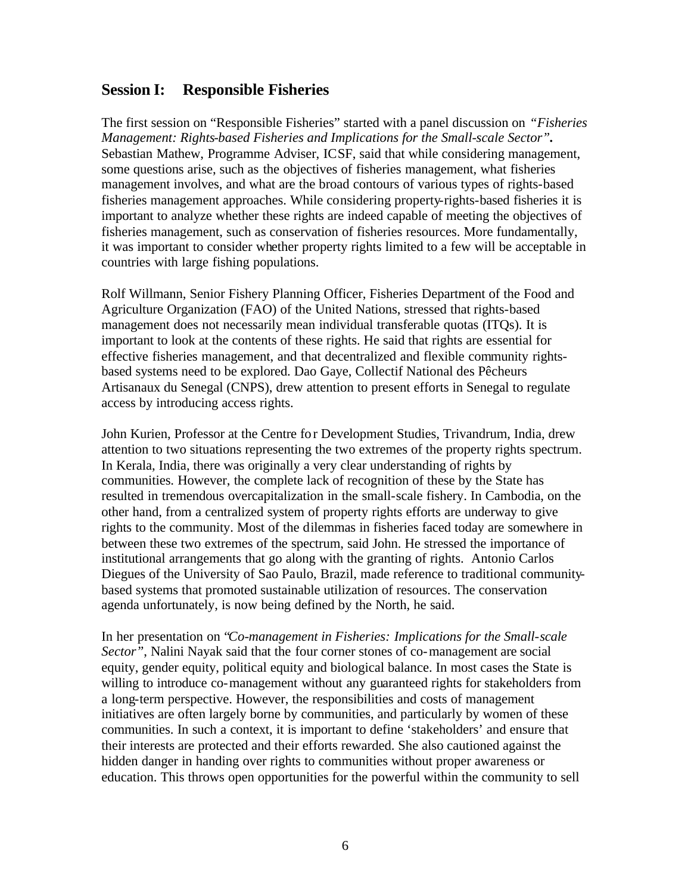## Session I: Responsible Fisheries

The first session on "Responsible Fisheries" started with a panel discussion on *"Fisheries Management: Rights-based Fisheries and Implications for the Small-scale Sector"***.** Sebastian Mathew, Programme Adviser, ICSF, said that while considering management, some questions arise, such as the objectives of fisheries management, what fisheries management involves, and what are the broad contours of various types of rights-based fisheries management approaches. While considering property-rights-based fisheries it is important to analyze whether these rights are indeed capable of meeting the objectives of fisheries management, such as conservation of fisheries resources. More fundamentally, it was important to consider whether property rights limited to a few will be acceptable in countries with large fishing populations.

Rolf Willmann, Senior Fishery Planning Officer, Fisheries Department of the Food and Agriculture Organization (FAO) of the United Nations, stressed that rights-based management does not necessarily mean individual transferable quotas (ITQs). It is important to look at the contents of these rights. He said that rights are essential for effective fisheries management, and that decentralized and flexible community rights-based systems need to be explored. Dao Gaye, Collectif National des Pêcheurs Artisanaux du Senegal (CNPS), drew attention to present efforts in Senegal to regulate access by introducing access rights.

John Kurien, Professor at the Centre for Development Studies, Trivandrum, India, drew attention to two situations representing the two extremes of the property rights spectrum. In Kerala, India, there was originally a very clear understanding of rights by communities. However, the complete lack of recognition of these by the State has resulted in tremendous overcapitalization in the small-scale fishery. In Cambodia, on the other hand, from a centralized system of property rights efforts are underway to give rights to the community. Most of the dilemmas in fisheries faced today are somewhere in between these two extremes of the spectrum, said John. He stressed the importance of institutional arrangements that go along with the granting of rights. Antonio Carlos Diegues of the University of Sao Paulo, Brazil, made reference to traditional community-based systems that promoted sustainable utilization of resources. The conservation agenda unfortunately, is now being defined by the North, he said.

In her presentation on *"Co-management in Fisheries: Implications for the Small-scale Sector"*, Nalini Nayak said that the four corner stones of co-management are social equity, gender equity, political equity and biological balance. In most cases the State is willing to introduce co-management without any guaranteed rights for stakeholders from a long-term perspective. However, the responsibilities and costs of management initiatives are often largely borne by communities, and particularly by women of these communities. In such a context, it is important to define 'stakeholders' and ensure that their interests are protected and their efforts rewarded. She also cautioned against the hidden danger in handing over rights to communities without proper awareness or education. This throws open opportunities for the powerful within the community to sell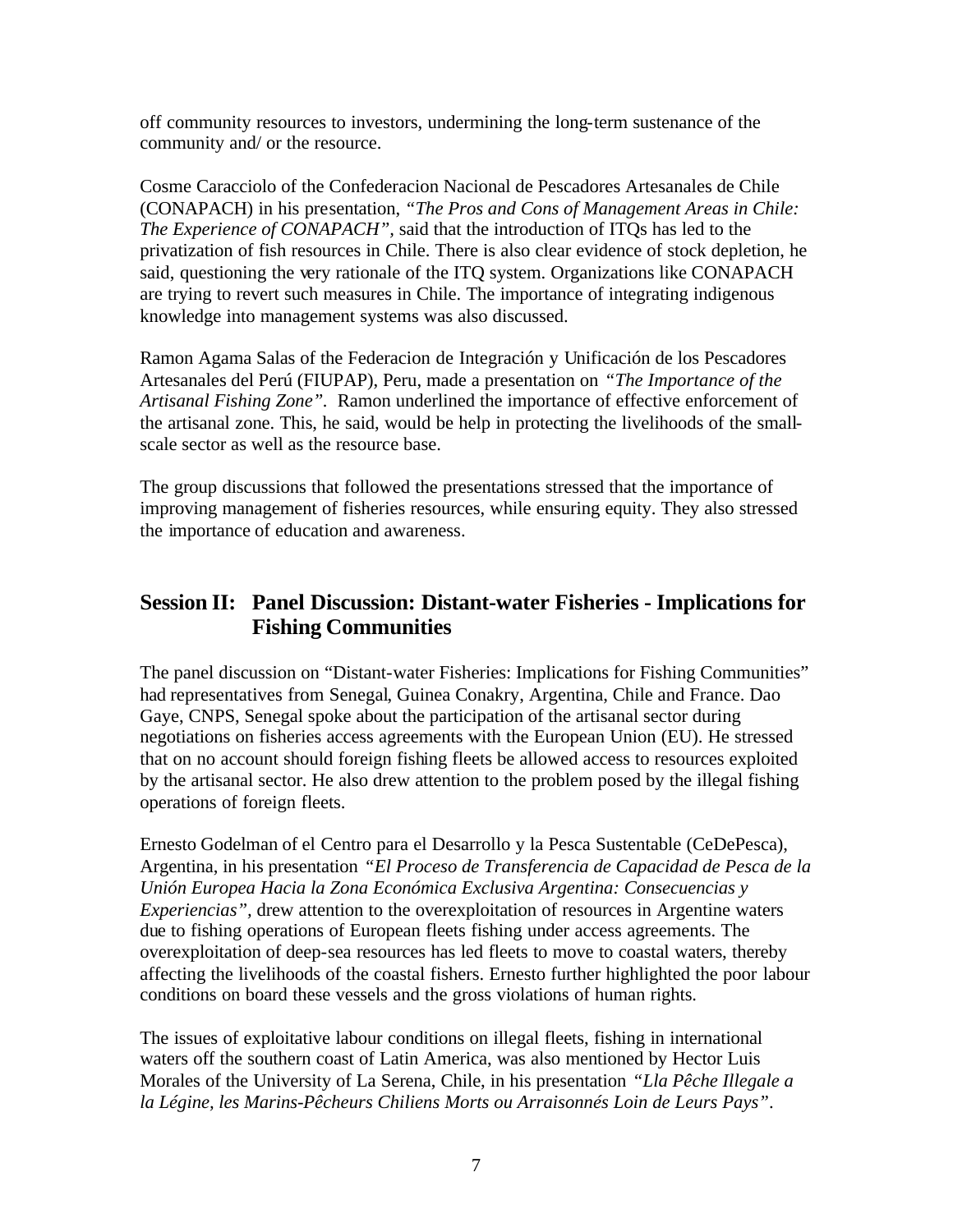off community resources to investors, undermining the long-term sustenance of the community and/ or the resource.

Cosme Caracciolo of the Confederacion Nacional de Pescadores Artesanales de Chile (CONAPACH) in his presentation, *"The Pros and Cons of Management Areas in Chile: The Experience of CONAPACH"*, said that the introduction of ITQs has led to the privatization of fish resources in Chile. There is also clear evidence of stock depletion, he said, questioning the very rationale of the ITQ system. Organizations like CONAPACH are trying to revert such measures in Chile. The importance of integrating indigenous knowledge into management systems was also discussed.

Ramon Agama Salas of the Federacion de Integración y Unificación de los Pescadores Artesanales del Perú (FIUPAP), Peru, made a presentation on *"The Importance of the Artisanal Fishing Zone"*. Ramon underlined the importance of effective enforcement of the artisanal zone. This, he said, would be help in protecting the livelihoods of the small-scale sector as well as the resource base.

The group discussions that followed the presentations stressed that the importance of improving management of fisheries resources, while ensuring equity. They also stressed the importance of education and awareness.

## Session II: Panel Discussion: Distant-water Fisheries - Implications for Fishing Communities

The panel discussion on "Distant-water Fisheries: Implications for Fishing Communities" had representatives from Senegal, Guinea Conakry, Argentina, Chile and France. Dao Gaye, CNPS, Senegal spoke about the participation of the artisanal sector during negotiations on fisheries access agreements with the European Union (EU). He stressed that on no account should foreign fishing fleets be allowed access to resources exploited by the artisanal sector. He also drew attention to the problem posed by the illegal fishing operations of foreign fleets.

Ernesto Godelman of el Centro para el Desarrollo y la Pesca Sustentable (CeDePesca), Argentina, in his presentation *"El Proceso de Transferencia de Capacidad de Pesca de la Unión Europea Hacia la Zona Económica Exclusiva Argentina: Consecuencias y Experiencias"*, drew attention to the overexploitation of resources in Argentine waters due to fishing operations of European fleets fishing under access agreements. The overexploitation of deep-sea resources has led fleets to move to coastal waters, thereby affecting the livelihoods of the coastal fishers. Ernesto further highlighted the poor labour conditions on board these vessels and the gross violations of human rights.

The issues of exploitative labour conditions on illegal fleets, fishing in international waters off the southern coast of Latin America, was also mentioned by Hector Luis Morales of the University of La Serena, Chile, in his presentation *"Lla Pêche Illegale a la Légine, les Marins-Pêcheurs Chiliens Morts ou Arraisonnés Loin de Leurs Pays"*.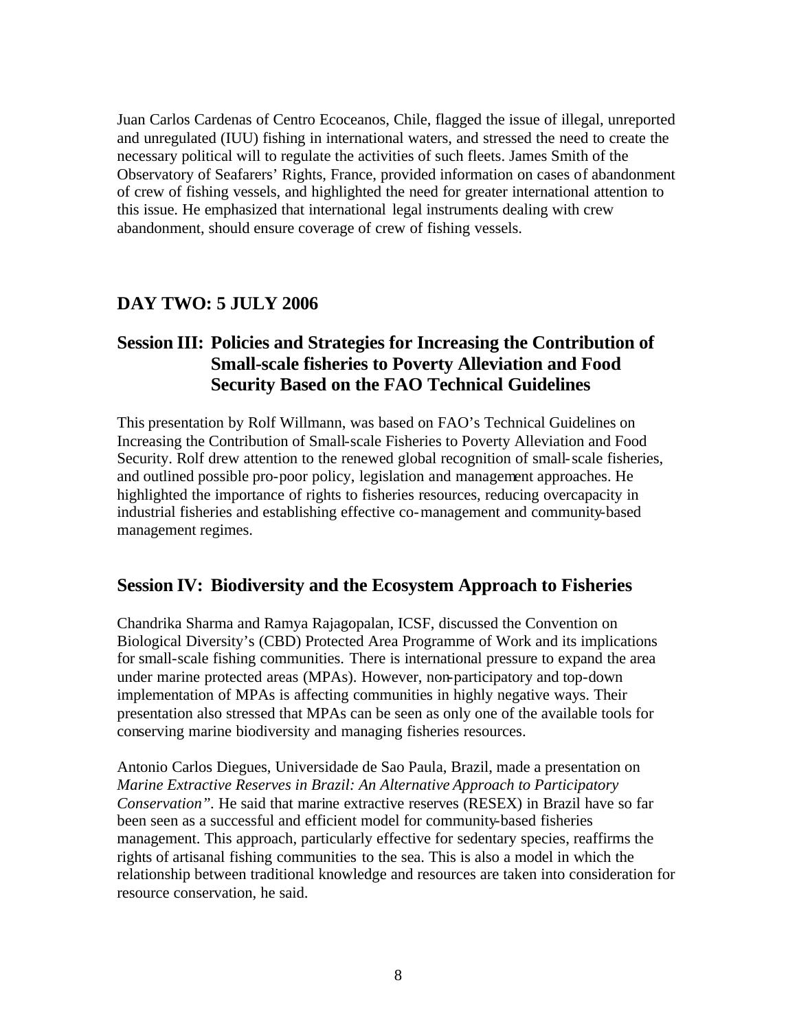Juan Carlos Cardenas of Centro Ecoceanos, Chile, flagged the issue of illegal, unreported and unregulated (IUU) fishing in international waters, and stressed the need to create the necessary political will to regulate the activities of such fleets. James Smith of the Observatory of Seafarers' Rights, France, provided information on cases of abandonment of crew of fishing vessels, and highlighted the need for greater international attention to this issue. He emphasized that international legal instruments dealing with crew abandonment, should ensure coverage of crew of fishing vessels.

## DAY TWO: 5 JULY 2006

### Session III: Policies and Strategies for Increasing the Contribution of Small-scale fisheries to Poverty Alleviation and Food Security Based on the FAO Technical Guidelines

This presentation by Rolf Willmann, was based on FAO's Technical Guidelines on Increasing the Contribution of Small-scale Fisheries to Poverty Alleviation and Food Security. Rolf drew attention to the renewed global recognition of small-scale fisheries, and outlined possible pro-poor policy, legislation and management approaches. He highlighted the importance of rights to fisheries resources, reducing overcapacity in industrial fisheries and establishing effective co-management and community-based management regimes.

### Session IV: Biodiversity and the Ecosystem Approach to Fisheries

Chandrika Sharma and Ramya Rajagopalan, ICSF, discussed the Convention on Biological Diversity's (CBD) Protected Area Programme of Work and its implications for small-scale fishing communities. There is international pressure to expand the area under marine protected areas (MPAs). However, non-participatory and top-down implementation of MPAs is affecting communities in highly negative ways. Their presentation also stressed that MPAs can be seen as only one of the available tools for conserving marine biodiversity and managing fisheries resources.

Antonio Carlos Diegues, Universidade de Sao Paula, Brazil, made a presentation on *Marine Extractive Reserves in Brazil: An Alternative Approach to Participatory Conservation".* He said that marine extractive reserves (RESEX) in Brazil have so far been seen as a successful and efficient model for community-based fisheries management. This approach, particularly effective for sedentary species, reaffirms the rights of artisanal fishing communities to the sea. This is also a model in which the relationship between traditional knowledge and resources are taken into consideration for resource conservation, he said.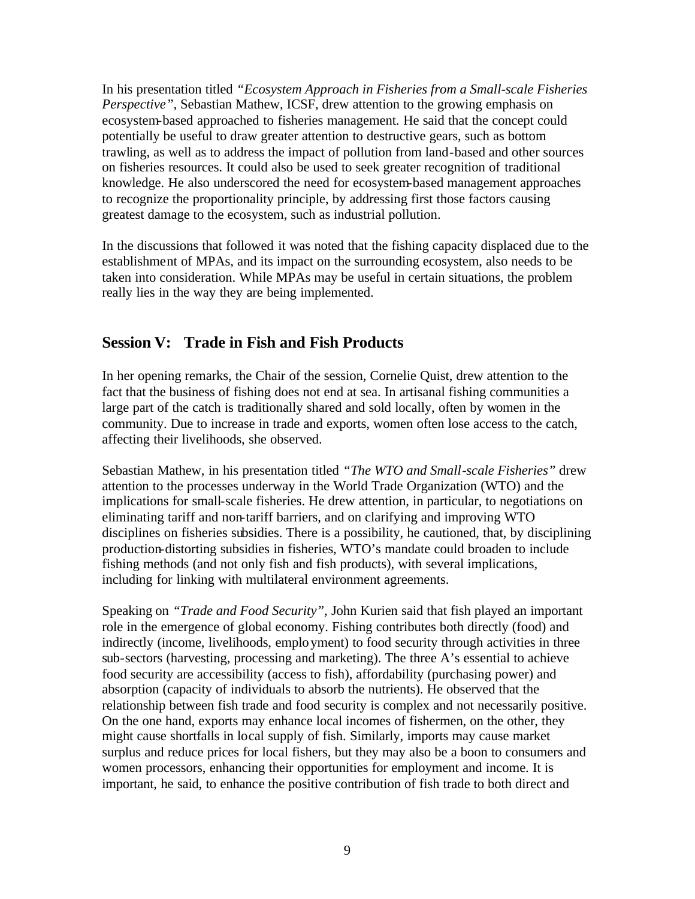In his presentation titled *"Ecosystem Approach in Fisheries from a Small-scale Fisheries Perspective"*, Sebastian Mathew, ICSF, drew attention to the growing emphasis on ecosystem-based approached to fisheries management. He said that the concept could potentially be useful to draw greater attention to destructive gears, such as bottom trawling, as well as to address the impact of pollution from land-based and other sources on fisheries resources. It could also be used to seek greater recognition of traditional knowledge. He also underscored the need for ecosystem-based management approaches to recognize the proportionality principle, by addressing first those factors causing greatest damage to the ecosystem, such as industrial pollution.

In the discussions that followed it was noted that the fishing capacity displaced due to the establishment of MPAs, and its impact on the surrounding ecosystem, also needs to be taken into consideration. While MPAs may be useful in certain situations, the problem really lies in the way they are being implemented.

## Session V: Trade in Fish and Fish Products

In her opening remarks, the Chair of the session, Cornelie Quist, drew attention to the fact that the business of fishing does not end at sea. In artisanal fishing communities a large part of the catch is traditionally shared and sold locally, often by women in the community. Due to increase in trade and exports, women often lose access to the catch, affecting their livelihoods, she observed.

Sebastian Mathew, in his presentation titled *"The WTO and Small-scale Fisheries"* drew attention to the processes underway in the World Trade Organization (WTO) and the implications for small-scale fisheries. He drew attention, in particular, to negotiations on eliminating tariff and non-tariff barriers, and on clarifying and improving WTO disciplines on fisheries subsidies. There is a possibility, he cautioned, that, by disciplining production-distorting subsidies in fisheries, WTO's mandate could broaden to include fishing methods (and not only fish and fish products), with several implications, including for linking with multilateral environment agreements.

Speaking on *"Trade and Food Security"*, John Kurien said that fish played an important role in the emergence of global economy. Fishing contributes both directly (food) and indirectly (income, livelihoods, employment) to food security through activities in three sub-sectors (harvesting, processing and marketing). The three A's essential to achieve food security are accessibility (access to fish), affordability (purchasing power) and absorption (capacity of individuals to absorb the nutrients). He observed that the relationship between fish trade and food security is complex and not necessarily positive. On the one hand, exports may enhance local incomes of fishermen, on the other, they might cause shortfalls in local supply of fish. Similarly, imports may cause market surplus and reduce prices for local fishers, but they may also be a boon to consumers and women processors, enhancing their opportunities for employment and income. It is important, he said, to enhance the positive contribution of fish trade to both direct and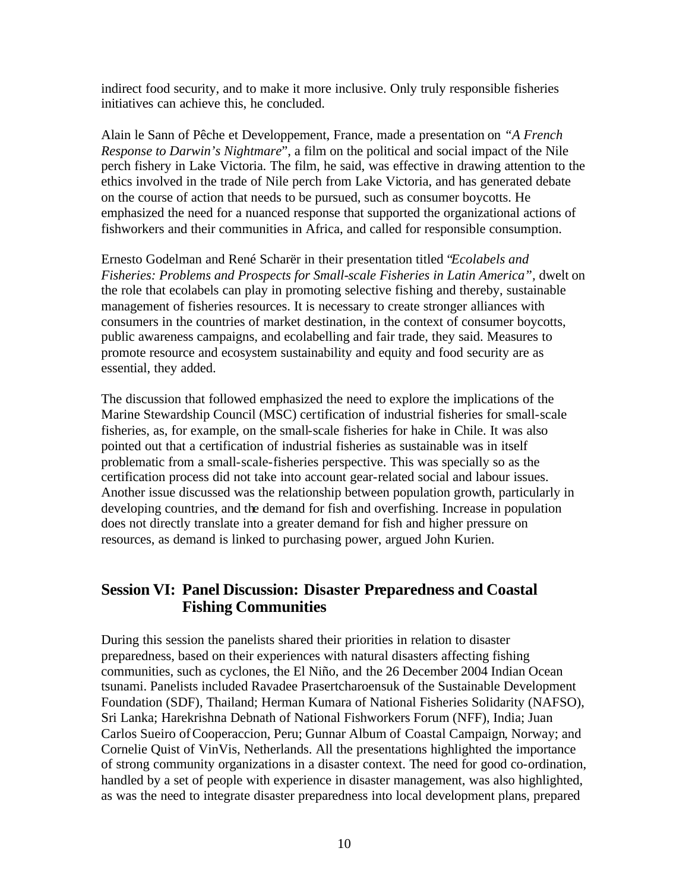indirect food security, and to make it more inclusive. Only truly responsible fisheries initiatives can achieve this, he concluded.

Alain le Sann of Pêche et Developpement, France, made a presentation on *"A French Response to Darwin's Nightmare*", a film on the political and social impact of the Nile perch fishery in Lake Victoria. The film, he said, was effective in drawing attention to the ethics involved in the trade of Nile perch from Lake Victoria, and has generated debate on the course of action that needs to be pursued, such as consumer boycotts. He emphasized the need for a nuanced response that supported the organizational actions of fishworkers and their communities in Africa, and called for responsible consumption.

Ernesto Godelman and René Scharër in their presentation titled "*Ecolabels and Fisheries: Problems and Prospects for Small-scale Fisheries in Latin America"*, dwelt on the role that ecolabels can play in promoting selective fishing and thereby, sustainable management of fisheries resources. It is necessary to create stronger alliances with consumers in the countries of market destination, in the context of consumer boycotts, public awareness campaigns, and ecolabelling and fair trade, they said. Measures to promote resource and ecosystem sustainability and equity and food security are as essential, they added.

The discussion that followed emphasized the need to explore the implications of the Marine Stewardship Council (MSC) certification of industrial fisheries for small-scale fisheries, as, for example, on the small-scale fisheries for hake in Chile. It was also pointed out that a certification of industrial fisheries as sustainable was in itself problematic from a small-scale-fisheries perspective. This was specially so as the certification process did not take into account gear-related social and labour issues. Another issue discussed was the relationship between population growth, particularly in developing countries, and the demand for fish and overfishing. Increase in population does not directly translate into a greater demand for fish and higher pressure on resources, as demand is linked to purchasing power, argued John Kurien.

## Session VI: Panel Discussion: Disaster Preparedness and Coastal Fishing Communities

During this session the panelists shared their priorities in relation to disaster preparedness, based on their experiences with natural disasters affecting fishing communities, such as cyclones, the El Niño, and the 26 December 2004 Indian Ocean tsunami. Panelists included Ravadee Prasertcharoensuk of the Sustainable Development Foundation (SDF), Thailand; Herman Kumara of National Fisheries Solidarity (NAFSO), Sri Lanka; Harekrishna Debnath of National Fishworkers Forum (NFF), India; Juan Carlos Sueiro of Cooperaccion, Peru; Gunnar Album of Coastal Campaign, Norway; and Cornelie Quist of VinVis, Netherlands. All the presentations highlighted the importance of strong community organizations in a disaster context. The need for good co-ordination, handled by a set of people with experience in disaster management, was also highlighted, as was the need to integrate disaster preparedness into local development plans, prepared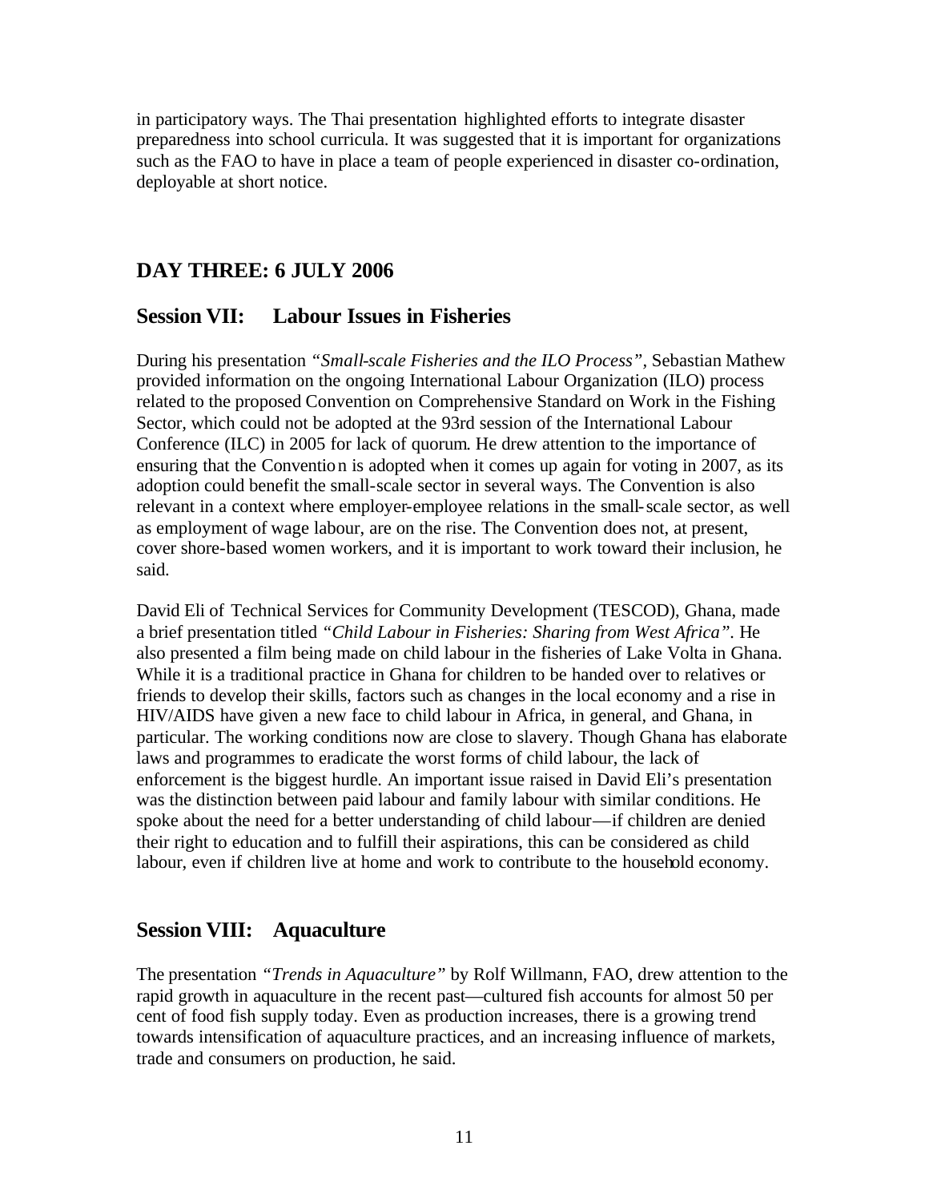in participatory ways. The Thai presentation highlighted efforts to integrate disaster preparedness into school curricula. It was suggested that it is important for organizations such as the FAO to have in place a team of people experienced in disaster co-ordination, deployable at short notice.

## DAY THREE: 6 JULY 2006

### Session VII: Labour Issues in Fisheries

During his presentation *"Small-scale Fisheries and the ILO Process"*, Sebastian Mathew provided information on the ongoing International Labour Organization (ILO) process related to the proposed Convention on Comprehensive Standard on Work in the Fishing Sector, which could not be adopted at the 93rd session of the International Labour Conference (ILC) in 2005 for lack of quorum. He drew attention to the importance of ensuring that the Convention is adopted when it comes up again for voting in 2007, as its adoption could benefit the small-scale sector in several ways. The Convention is also relevant in a context where employer-employee relations in the small-scale sector, as well as employment of wage labour, are on the rise. The Convention does not, at present, cover shore-based women workers, and it is important to work toward their inclusion, he said.

David Eli of Technical Services for Community Development (TESCOD), Ghana, made a brief presentation titled *"Child Labour in Fisheries: Sharing from West Africa"*. He also presented a film being made on child labour in the fisheries of Lake Volta in Ghana. While it is a traditional practice in Ghana for children to be handed over to relatives or friends to develop their skills, factors such as changes in the local economy and a rise in HIV/AIDS have given a new face to child labour in Africa, in general, and Ghana, in particular. The working conditions now are close to slavery. Though Ghana has elaborate laws and programmes to eradicate the worst forms of child labour, the lack of enforcement is the biggest hurdle. An important issue raised in David Eli's presentation was the distinction between paid labour and family labour with similar conditions. He spoke about the need for a better understanding of child labour—if children are denied their right to education and to fulfill their aspirations, this can be considered as child labour, even if children live at home and work to contribute to the household economy.

### Session VIII: Aquaculture

The presentation *"Trends in Aquaculture"* by Rolf Willmann, FAO, drew attention to the rapid growth in aquaculture in the recent past—cultured fish accounts for almost 50 per cent of food fish supply today. Even as production increases, there is a growing trend towards intensification of aquaculture practices, and an increasing influence of markets, trade and consumers on production, he said.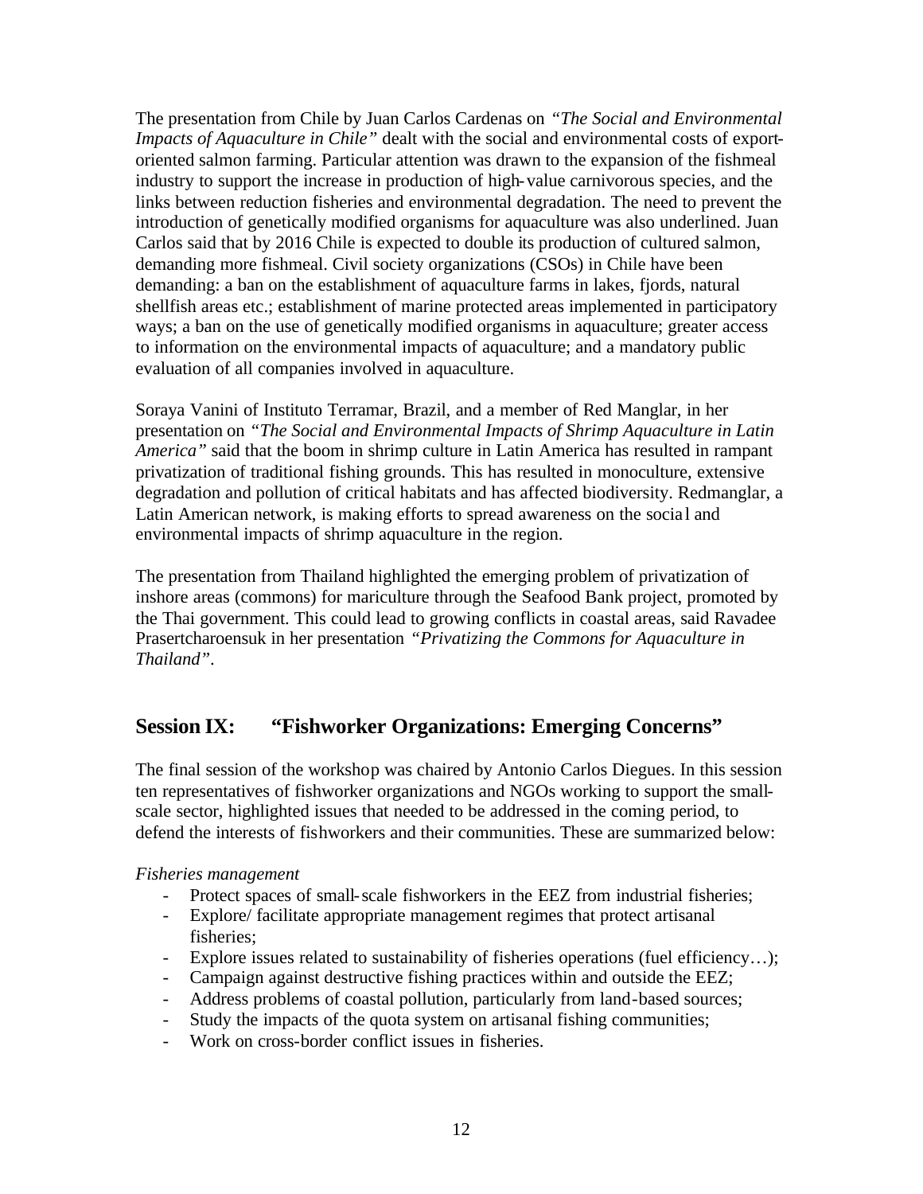The presentation from Chile by Juan Carlos Cardenas on *"The Social and Environmental Impacts of Aquaculture in Chile"* dealt with the social and environmental costs of export-oriented salmon farming. Particular attention was drawn to the expansion of the fishmeal industry to support the increase in production of high-value carnivorous species, and the links between reduction fisheries and environmental degradation. The need to prevent the introduction of genetically modified organisms for aquaculture was also underlined. Juan Carlos said that by 2016 Chile is expected to double its production of cultured salmon, demanding more fishmeal. Civil society organizations (CSOs) in Chile have been demanding: a ban on the establishment of aquaculture farms in lakes, fjords, natural shellfish areas etc.; establishment of marine protected areas implemented in participatory ways; a ban on the use of genetically modified organisms in aquaculture; greater access to information on the environmental impacts of aquaculture; and a mandatory public evaluation of all companies involved in aquaculture.

Soraya Vanini of Instituto Terramar, Brazil, and a member of Red Manglar, in her presentation on *"The Social and Environmental Impacts of Shrimp Aquaculture in Latin America"* said that the boom in shrimp culture in Latin America has resulted in rampant privatization of traditional fishing grounds. This has resulted in monoculture, extensive degradation and pollution of critical habitats and has affected biodiversity. Redmanglar, a Latin American network, is making efforts to spread awareness on the social and environmental impacts of shrimp aquaculture in the region.

The presentation from Thailand highlighted the emerging problem of privatization of inshore areas (commons) for mariculture through the Seafood Bank project, promoted by the Thai government. This could lead to growing conflicts in coastal areas, said Ravadee Prasertcharoensuk in her presentation *"Privatizing the Commons for Aquaculture in Thailand"*.

## Session IX: "Fishworker Organizations: Emerging Concerns"

The final session of the workshop was chaired by Antonio Carlos Diegues. In this session ten representatives of fishworker organizations and NGOs working to support the small-scale sector, highlighted issues that needed to be addressed in the coming period, to defend the interests of fishworkers and their communities. These are summarized below:

*Fisheries management*

- Protect spaces of small-scale fishworkers in the EEZ from industrial fisheries;
- Explore/ facilitate appropriate management regimes that protect artisanal fisheries;
- Explore issues related to sustainability of fisheries operations (fuel efficiency…);
- Campaign against destructive fishing practices within and outside the EEZ;
- Address problems of coastal pollution, particularly from land-based sources;
- Study the impacts of the quota system on artisanal fishing communities;
- Work on cross-border conflict issues in fisheries.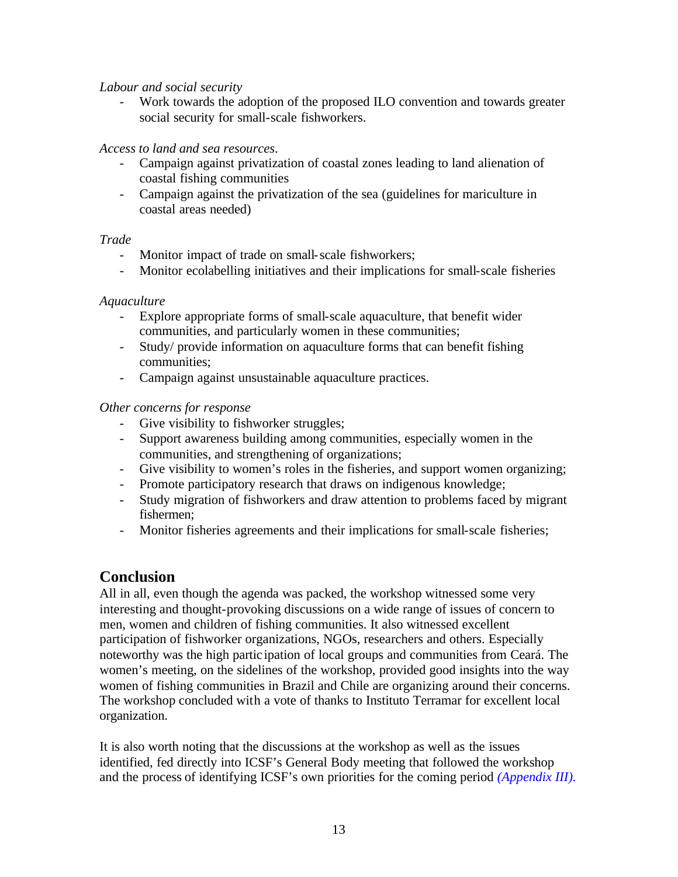*Labour and social security*

- Work towards the adoption of the proposed ILO convention and towards greater social security for small-scale fishworkers.

*Access to land and sea resources.*

- Campaign against privatization of coastal zones leading to land alienation of coastal fishing communities
- Campaign against the privatization of the sea (guidelines for mariculture in coastal areas needed)

*Trade*

- Monitor impact of trade on small-scale fishworkers;
- Monitor ecolabelling initiatives and their implications for small-scale fisheries

*Aquaculture*

- Explore appropriate forms of small-scale aquaculture, that benefit wider communities, and particularly women in these communities;
- Study/ provide information on aquaculture forms that can benefit fishing communities;
- Campaign against unsustainable aquaculture practices.

*Other concerns for response*

- Give visibility to fishworker struggles;
- Support awareness building among communities, especially women in the communities, and strengthening of organizations;
- Give visibility to women's roles in the fisheries, and support women organizing;
- Promote participatory research that draws on indigenous knowledge;
- Study migration of fishworkers and draw attention to problems faced by migrant fishermen;
- Monitor fisheries agreements and their implications for small-scale fisheries;

## Conclusion

All in all, even though the agenda was packed, the workshop witnessed some very interesting and thought-provoking discussions on a wide range of issues of concern to men, women and children of fishing communities. It also witnessed excellent participation of fishworker organizations, NGOs, researchers and others. Especially noteworthy was the high participation of local groups and communities from Ceará. The women's meeting, on the sidelines of the workshop, provided good insights into the way women of fishing communities in Brazil and Chile are organizing around their concerns. The workshop concluded with a vote of thanks to Instituto Terramar for excellent local organization.

It is also worth noting that the discussions at the workshop as well as the issues identified, fed directly into ICSF's General Body meeting that followed the workshop and the process of identifying ICSF's own priorities for the coming period *(Appendix III).*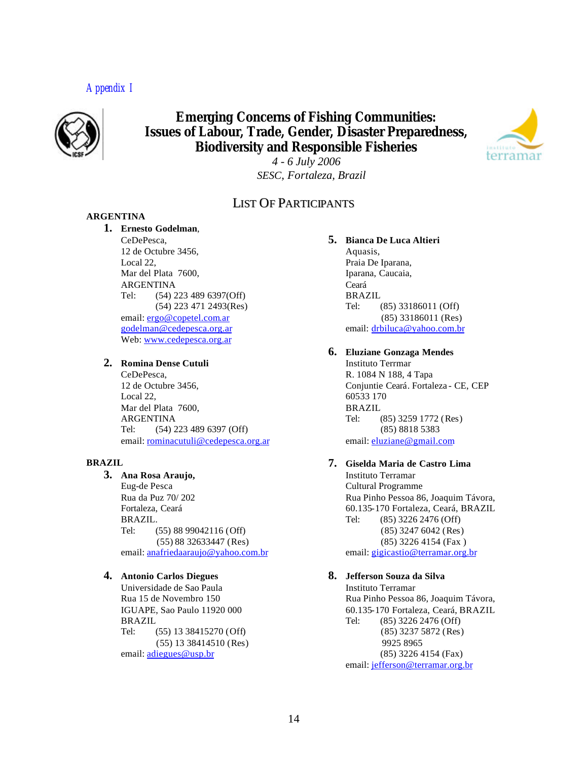Appendix I

# Emerging Concerns of Fishing Communities: Issues of Labour, Trade, Gender, Disaster Preparedness, Biodiversity and Responsible Fisheries

*4 - 6 July 2006*

*SESC, Fortaleza, Brazil*

## LIST OF PARTICIPANTS

### ARGENTINA

1. **Ernesto Godelman**,
   CeDePesca,
   12 de Octubre 3456,
   Local 22,
   Mar del Plata 7600,
   ARGENTINA
   Tel: (54) 223 489 6397(Off)
   (54) 223 471 2493(Res)
   email: ergo@copetel.com.ar
   godelman@cedepesca.org.ar
   Web: www.cedepesca.org.ar

2. **Romina Dense Cutuli**
   CeDePesca,
   12 de Octubre 3456,
   Local 22,
   Mar del Plata 7600,
   ARGENTINA
   Tel: (54) 223 489 6397 (Off)
   email: rominacutuli@cedepesca.org.ar

### BRAZIL

3. **Ana Rosa Araujo,**
   Eug-de Pesca
   Rua da Puz 70/ 202
   Fortaleza, Ceará
   BRAZIL.
   Tel: (55) 88 99042116 (Off)
   (55) 88 32633447 (Res)
   email: anafriedaaraujo@yahoo.com.br

4. **Antonio Carlos Diegues**
   Universidade de Sao Paula
   Rua 15 de Novembro 150
   IGUAPE, Sao Paulo 11920 000
   BRAZIL
   Tel: (55) 13 38415270 (Off)
   (55) 13 38414510 (Res)
   email: adiegues@usp.br

5. **Bianca De Luca Altieri**
   Aquasis,
   Praia De Iparana,
   Iparana, Caucaia,
   Ceará
   BRAZIL
   Tel: (85) 33186011 (Off)
   (85) 33186011 (Res)
   email: drbiluca@yahoo.com.br

6. **Eluziane Gonzaga Mendes**
   Instituto Terrmar
   R. 1084 N 188, 4 Tapa
   Conjuntie Ceará. Fortaleza - CE, CEP 60533 170
   BRAZIL
   Tel: (85) 3259 1772 (Res)
   (85) 8818 5383
   email: eluziane@gmail.com

7. **Giselda Maria de Castro Lima**
   Instituto Terramar
   Cultural Programme
   Rua Pinho Pessoa 86, Joaquim Távora,
   60.135-170 Fortaleza, Ceará, BRAZIL
   Tel: (85) 3226 2476 (Off)
   (85) 3247 6042 (Res)
   (85) 3226 4154 (Fax)
   email: gigicastio@terramar.org.br

8. **Jefferson Souza da Silva**
   Instituto Terramar
   Rua Pinho Pessoa 86, Joaquim Távora,
   60.135-170 Fortaleza, Ceará, BRAZIL
   Tel: (85) 3226 2476 (Off)
   (85) 3237 5872 (Res)
   9925 8965
   (85) 3226 4154 (Fax)
   email: jefferson@terramar.org.br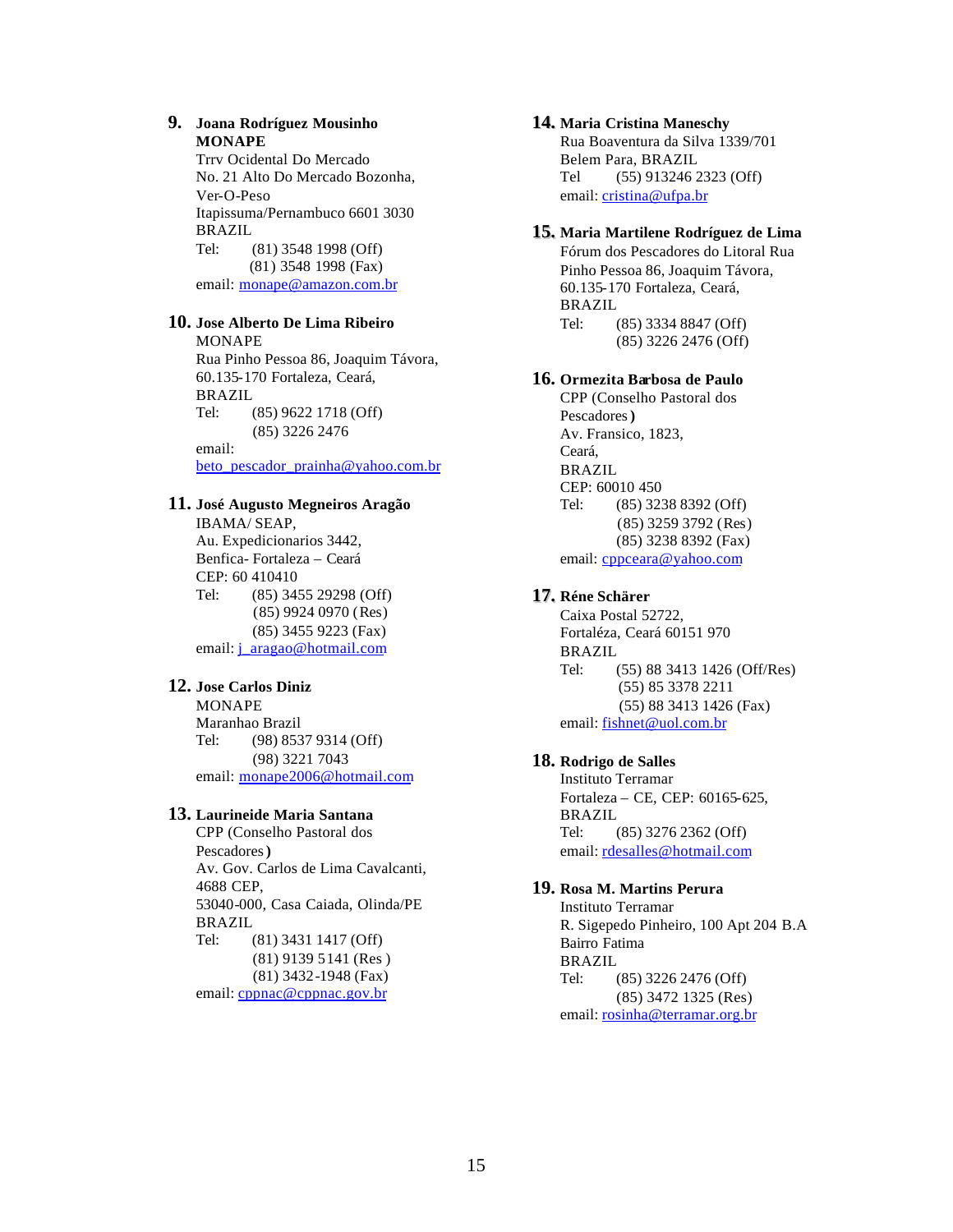9. **Joana Rodríguez Mousinho**
   **MONAPE**
   Trrv Ocidental Do Mercado
   No. 21 Alto Do Mercado Bozonha,
   Ver-O-Peso
   Itapissuma/Pernambuco 6601 3030
   BRAZIL
   Tel: (81) 3548 1998 (Off)
   (81) 3548 1998 (Fax)
   email: monape@amazon.com.br

10. **Jose Alberto De Lima Ribeiro**
    MONAPE
    Rua Pinho Pessoa 86, Joaquim Távora,
    60.135-170 Fortaleza, Ceará,
    BRAZIL
    Tel: (85) 9622 1718 (Off)
    (85) 3226 2476
    email:
    beto_pescador_prainha@yahoo.com.br

11. **José Augusto Megneiros Aragão**
    IBAMA/ SEAP,
    Au. Expedicionarios 3442,
    Benfica- Fortaleza – Ceará
    CEP: 60 410410
    Tel: (85) 3455 29298 (Off)
    (85) 9924 0970 (Res)
    (85) 3455 9223 (Fax)
    email: j_aragao@hotmail.com

12. **Jose Carlos Diniz**
    MONAPE
    Maranhao Brazil
    Tel: (98) 8537 9314 (Off)
    (98) 3221 7043
    email: monape2006@hotmail.com

13. **Laurineide Maria Santana**
    CPP (Conselho Pastoral dos Pescadores**)**
    Av. Gov. Carlos de Lima Cavalcanti,
    4688 CEP,
    53040-000, Casa Caiada, Olinda/PE
    BRAZIL
    Tel: (81) 3431 1417 (Off)
    (81) 9139 5141 (Res )
    (81) 3432-1948 (Fax)
    email: cppnac@cppnac.gov.br

14. **Maria Cristina Maneschy**
    Rua Boaventura da Silva 1339/701
    Belem Para, BRAZIL
    Tel (55) 913246 2323 (Off)
    email: cristina@ufpa.br

15. **Maria Martilene Rodríguez de Lima**
    Fórum dos Pescadores do Litoral Rua
    Pinho Pessoa 86, Joaquim Távora,
    60.135-170 Fortaleza, Ceará,
    BRAZIL
    Tel: (85) 3334 8847 (Off)
    (85) 3226 2476 (Off)

16. **Ormezita Barbosa de Paulo**
    CPP (Conselho Pastoral dos Pescadores**)**
    Av. Fransico, 1823,
    Ceará,
    BRAZIL
    CEP: 60010 450
    Tel: (85) 3238 8392 (Off)
    (85) 3259 3792 (Res)
    (85) 3238 8392 (Fax)
    email: cppceara@yahoo.com

17. **Réne Schärer**
    Caixa Postal 52722,
    Fortaléza, Ceará 60151 970
    BRAZIL
    Tel: (55) 88 3413 1426 (Off/Res)
    (55) 85 3378 2211
    (55) 88 3413 1426 (Fax)
    email: fishnet@uol.com.br

18. **Rodrigo de Salles**
    Instituto Terramar
    Fortaleza – CE, CEP: 60165-625,
    BRAZIL
    Tel: (85) 3276 2362 (Off)
    email: rdesalles@hotmail.com

19. **Rosa M. Martins Perura**
    Instituto Terramar
    R. Sigepedo Pinheiro, 100 Apt 204 B.A
    Bairro Fatima
    BRAZIL
    Tel: (85) 3226 2476 (Off)
    (85) 3472 1325 (Res)
    email: rosinha@terramar.org.br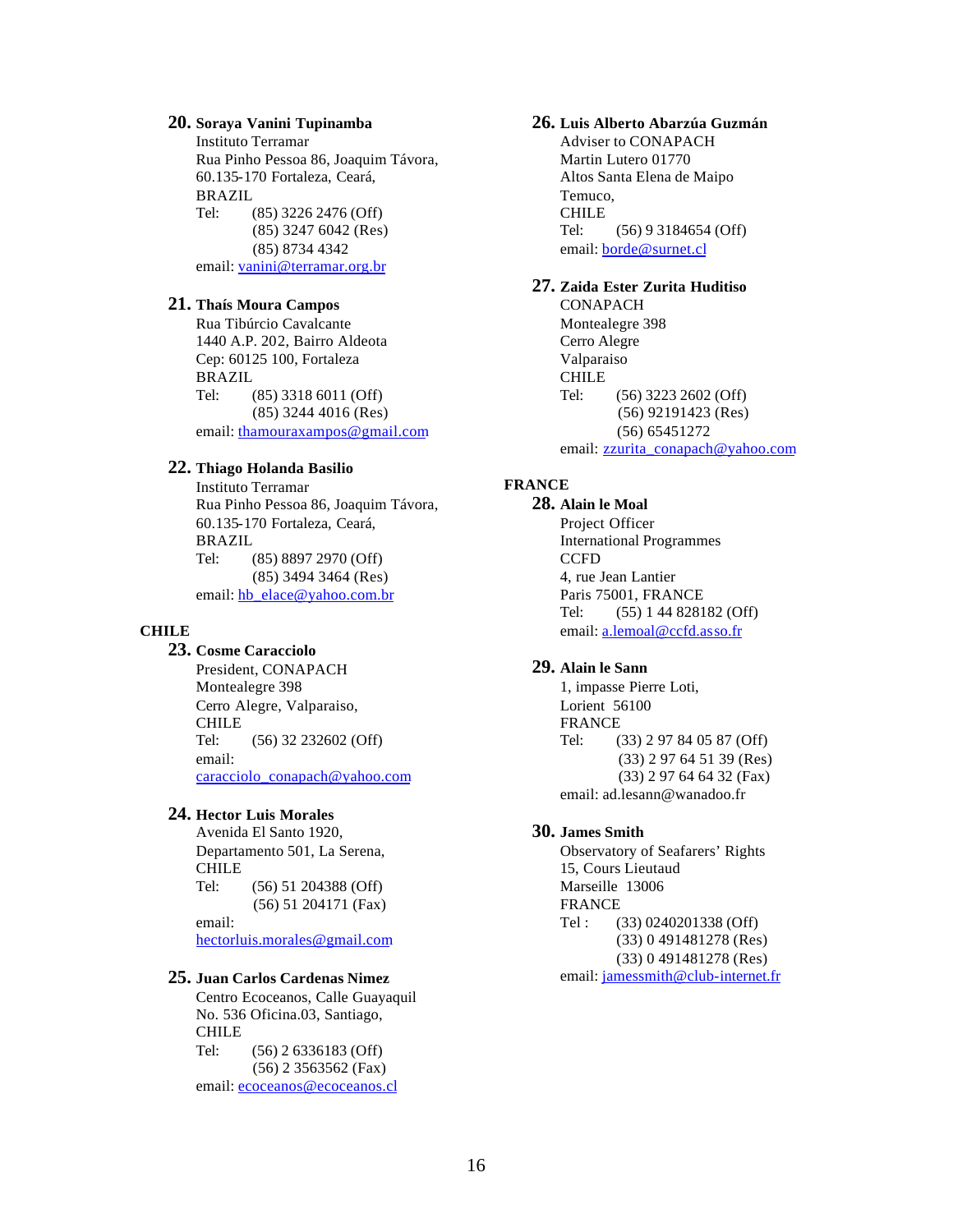**20. Soraya Vanini Tupinamba**
Instituto Terramar
Rua Pinho Pessoa 86, Joaquim Távora,
60.135-170 Fortaleza, Ceará,
BRAZIL
Tel: (85) 3226 2476 (Off)
(85) 3247 6042 (Res)
(85) 8734 4342
email: vanini@terramar.org.br

**21. Thaís Moura Campos**
Rua Tibúrcio Cavalcante
1440 A.P. 202, Bairro Aldeota
Cep: 60125 100, Fortaleza
BRAZIL
Tel: (85) 3318 6011 (Off)
(85) 3244 4016 (Res)
email: thamouraxampos@gmail.com

**22. Thiago Holanda Basilio**
Instituto Terramar
Rua Pinho Pessoa 86, Joaquim Távora,
60.135-170 Fortaleza, Ceará,
BRAZIL
Tel: (85) 8897 2970 (Off)
(85) 3494 3464 (Res)
email: hb_elace@yahoo.com.br

**CHILE**

**23. Cosme Caracciolo**
President, CONAPACH
Montealegre 398
Cerro Alegre, Valparaiso,
CHILE
Tel: (56) 32 232602 (Off)
email:
caracciolo_conapach@yahoo.com

**24. Hector Luis Morales**
Avenida El Santo 1920,
Departamento 501, La Serena,
CHILE
Tel: (56) 51 204388 (Off)
(56) 51 204171 (Fax)
email:
hectorluis.morales@gmail.com

**25. Juan Carlos Cardenas Nimez**
Centro Ecoceanos, Calle Guayaquil
No. 536 Oficina.03, Santiago,
CHILE
Tel: (56) 2 6336183 (Off)
(56) 2 3563562 (Fax)
email: ecoceanos@ecoceanos.cl

**26. Luis Alberto Abarzúa Guzmán**
Adviser to CONAPACH
Martin Lutero 01770
Altos Santa Elena de Maipo
Temuco,
CHILE
Tel: (56) 9 3184654 (Off)
email: borde@surnet.cl

**27. Zaida Ester Zurita Huditiso**
CONAPACH
Montealegre 398
Cerro Alegre
Valparaiso
CHILE
Tel: (56) 3223 2602 (Off)
(56) 92191423 (Res)
(56) 65451272
email: zzurita_conapach@yahoo.com

**FRANCE**

**28. Alain le Moal**
Project Officer
International Programmes
CCFD
4, rue Jean Lantier
Paris 75001, FRANCE
Tel: (55) 1 44 828182 (Off)
email: a.lemoal@ccfd.asso.fr

**29. Alain le Sann**
1, impasse Pierre Loti,
Lorient 56100
FRANCE
Tel: (33) 2 97 84 05 87 (Off)
(33) 2 97 64 51 39 (Res)
(33) 2 97 64 64 32 (Fax)
email: ad.lesann@wanadoo.fr

**30. James Smith**
Observatory of Seafarers' Rights
15, Cours Lieutaud
Marseille 13006
FRANCE
Tel : (33) 0240201338 (Off)
(33) 0 491481278 (Res)
(33) 0 491481278 (Res)
email: jamessmith@club-internet.fr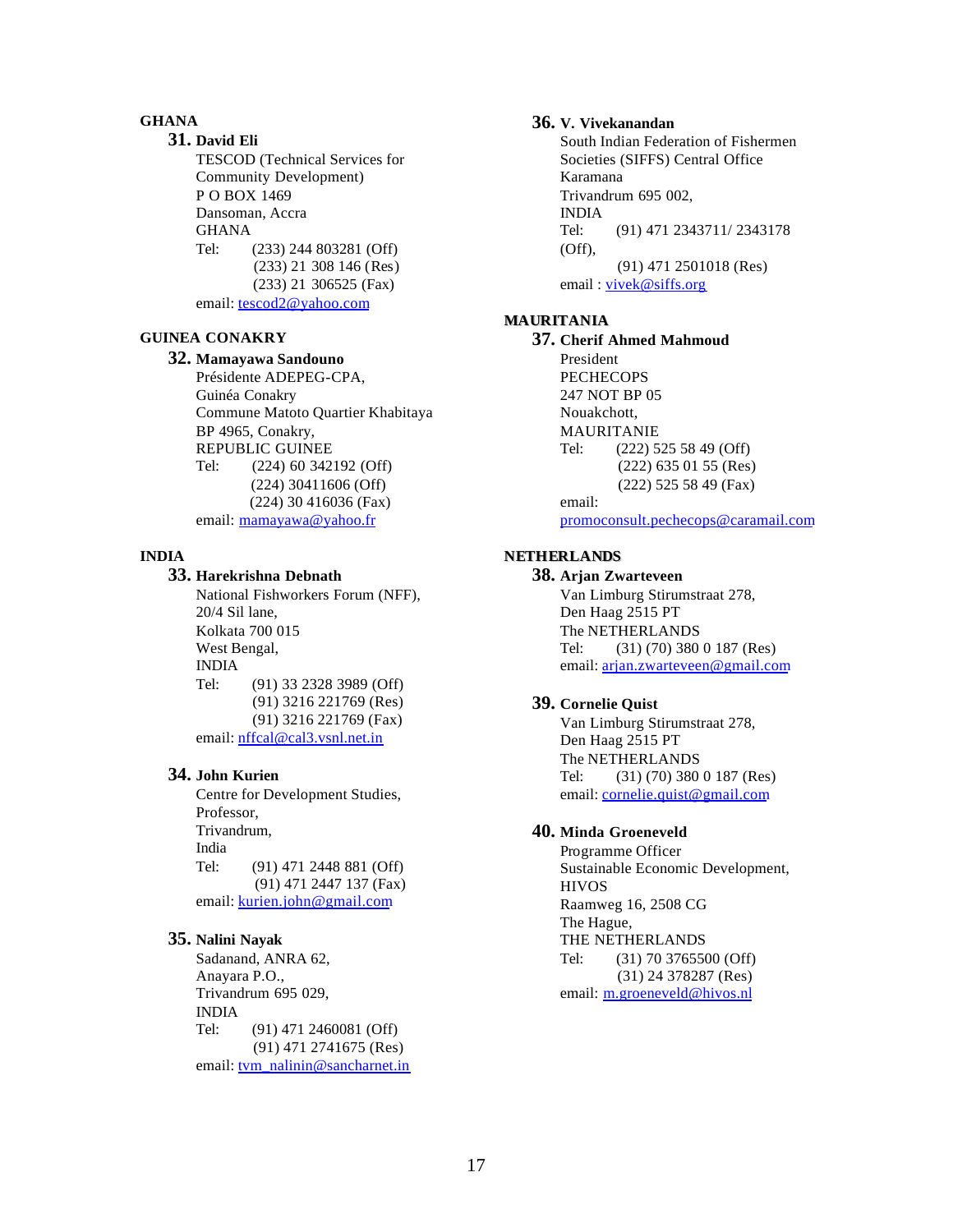**GHANA**

**31. David Eli**
TESCOD (Technical Services for Community Development)
P O BOX 1469
Dansoman, Accra
GHANA
Tel: (233) 244 803281 (Off)
(233) 21 308 146 (Res)
(233) 21 306525 (Fax)
email: tescod2@yahoo.com

**GUINEA CONAKRY**

**32. Mamayawa Sandouno**
Présidente ADEPEG-CPA,
Guinéa Conakry
Commune Matoto Quartier Khabitaya
BP 4965, Conakry,
REPUBLIC GUINEE
Tel: (224) 60 342192 (Off)
(224) 30411606 (Off)
(224) 30 416036 (Fax)
email: mamayawa@yahoo.fr

**INDIA**

**33. Harekrishna Debnath**
National Fishworkers Forum (NFF),
20/4 Sil lane,
Kolkata 700 015
West Bengal,
INDIA
Tel: (91) 33 2328 3989 (Off)
(91) 3216 221769 (Res)
(91) 3216 221769 (Fax)
email: nffcal@cal3.vsnl.net.in

**34. John Kurien**
Centre for Development Studies,
Professor,
Trivandrum,
India
Tel: (91) 471 2448 881 (Off)
(91) 471 2447 137 (Fax)
email: kurien.john@gmail.com

**35. Nalini Nayak**
Sadanand, ANRA 62,
Anayara P.O.,
Trivandrum 695 029,
INDIA
Tel: (91) 471 2460081 (Off)
(91) 471 2741675 (Res)
email: tvm_nalinin@sancharnet.in

**36. V. Vivekanandan**
South Indian Federation of Fishermen Societies (SIFFS) Central Office
Karamana
Trivandrum 695 002,
INDIA
Tel: (91) 471 2343711/ 2343178 (Off),
(91) 471 2501018 (Res)
email : vivek@siffs.org

**MAURITANIA**

**37. Cherif Ahmed Mahmoud**
President
PECHECOPS
247 NOT BP 05
Nouakchott,
MAURITANIE
Tel: (222) 525 58 49 (Off)
(222) 635 01 55 (Res)
(222) 525 58 49 (Fax)
email:
promoconsult.pechecops@caramail.com

**NETHERLANDS**

**38. Arjan Zwarteveen**
Van Limburg Stirumstraat 278,
Den Haag 2515 PT
The NETHERLANDS
Tel: (31) (70) 380 0 187 (Res)
email: arjan.zwarteveen@gmail.com

**39. Cornelie Quist**
Van Limburg Stirumstraat 278,
Den Haag 2515 PT
The NETHERLANDS
Tel: (31) (70) 380 0 187 (Res)
email: cornelie.quist@gmail.com

**40. Minda Groeneveld**
Programme Officer
Sustainable Economic Development,
HIVOS
Raamweg 16, 2508 CG
The Hague,
THE NETHERLANDS
Tel: (31) 70 3765500 (Off)
(31) 24 378287 (Res)
email: m.groeneveld@hivos.nl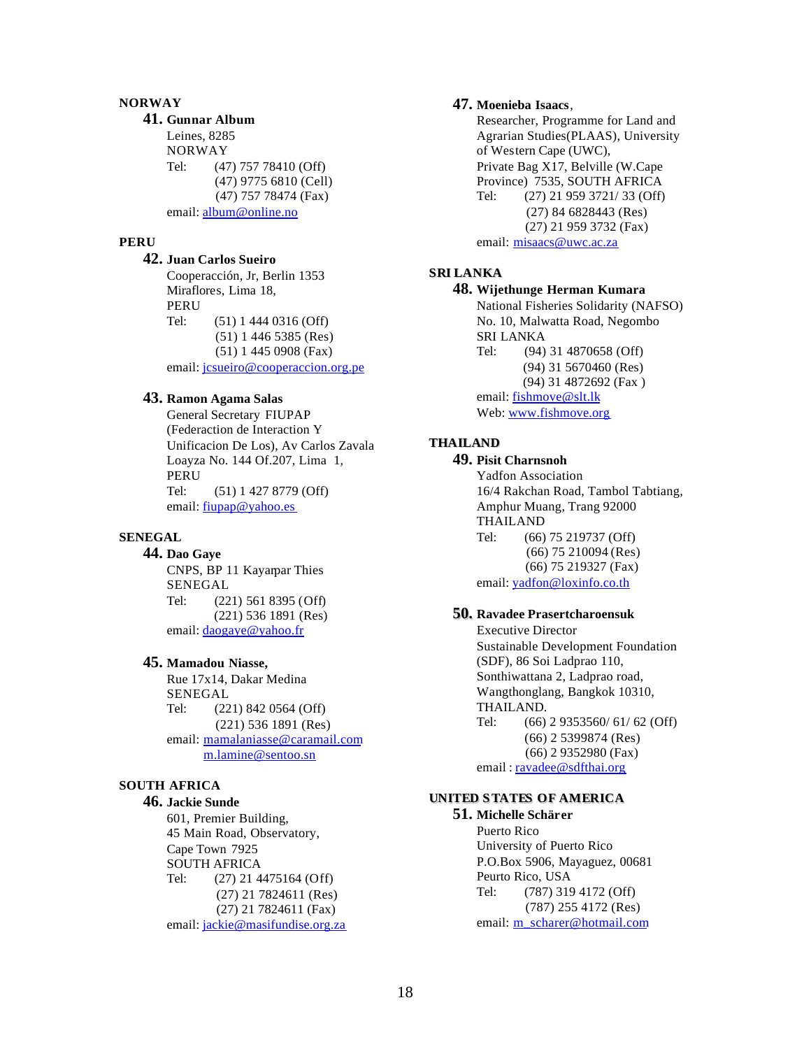**NORWAY**

**41. Gunnar Album**
Leines, 8285
NORWAY
Tel: (47) 757 78410 (Off)
(47) 9775 6810 (Cell)
(47) 757 78474 (Fax)
email: album@online.no

**PERU**

**42. Juan Carlos Sueiro**
Cooperacción, Jr, Berlin 1353
Miraflores, Lima 18,
PERU
Tel: (51) 1 444 0316 (Off)
(51) 1 446 5385 (Res)
(51) 1 445 0908 (Fax)
email: jcsueiro@cooperaccion.org.pe

**43. Ramon Agama Salas**
General Secretary FIUPAP
(Federaction de Interaction Y
Unificacion De Los), Av Carlos Zavala
Loayza No. 144 Of.207, Lima 1,
PERU
Tel: (51) 1 427 8779 (Off)
email: fiupap@yahoo.es

**SENEGAL**

**44. Dao Gaye**
CNPS, BP 11 Kayarpar Thies
SENEGAL
Tel: (221) 561 8395 (Off)
(221) 536 1891 (Res)
email: daogaye@yahoo.fr

**45. Mamadou Niasse,**
Rue 17x14, Dakar Medina
SENEGAL
Tel: (221) 842 0564 (Off)
(221) 536 1891 (Res)
email: mamalaniasse@caramail.com
m.lamine@sentoo.sn

**SOUTH AFRICA**

**46. Jackie Sunde**
601, Premier Building,
45 Main Road, Observatory,
Cape Town 7925
SOUTH AFRICA
Tel: (27) 21 4475164 (Off)
(27) 21 7824611 (Res)
(27) 21 7824611 (Fax)
email: jackie@masifundise.org.za

**47. Moenieba Isaacs**,
Researcher, Programme for Land and Agrarian Studies(PLAAS), University of Western Cape (UWC),
Private Bag X17, Belville (W.Cape Province) 7535, SOUTH AFRICA
Tel: (27) 21 959 3721/ 33 (Off)
(27) 84 6828443 (Res)
(27) 21 959 3732 (Fax)
email: misaacs@uwc.ac.za

**SRI LANKA**

**48. Wijethunge Herman Kumara**
National Fisheries Solidarity (NAFSO)
No. 10, Malwatta Road, Negombo
SRI LANKA
Tel: (94) 31 4870658 (Off)
(94) 31 5670460 (Res)
(94) 31 4872692 (Fax )
email: fishmove@slt.lk
Web: www.fishmove.org

**THAILAND**

**49. Pisit Charnsnoh**
Yadfon Association
16/4 Rakchan Road, Tambol Tabtiang,
Amphur Muang, Trang 92000
THAILAND
Tel: (66) 75 219737 (Off)
(66) 75 210094 (Res)
(66) 75 219327 (Fax)
email: yadfon@loxinfo.co.th

**50. Ravadee Prasertcharoensuk**
Executive Director
Sustainable Development Foundation (SDF), 86 Soi Ladprao 110,
Sonthiwattana 2, Ladprao road,
Wangthonglang, Bangkok 10310,
THAILAND.
Tel: (66) 2 9353560/ 61/ 62 (Off)
(66) 2 5399874 (Res)
(66) 2 9352980 (Fax)
email : ravadee@sdfthai.org

**UNITED STATES OF AMERICA**

**51. Michelle Schärer**
Puerto Rico
University of Puerto Rico
P.O.Box 5906, Mayaguez, 00681
Peurto Rico, USA
Tel: (787) 319 4172 (Off)
(787) 255 4172 (Res)
email: m_scharer@hotmail.com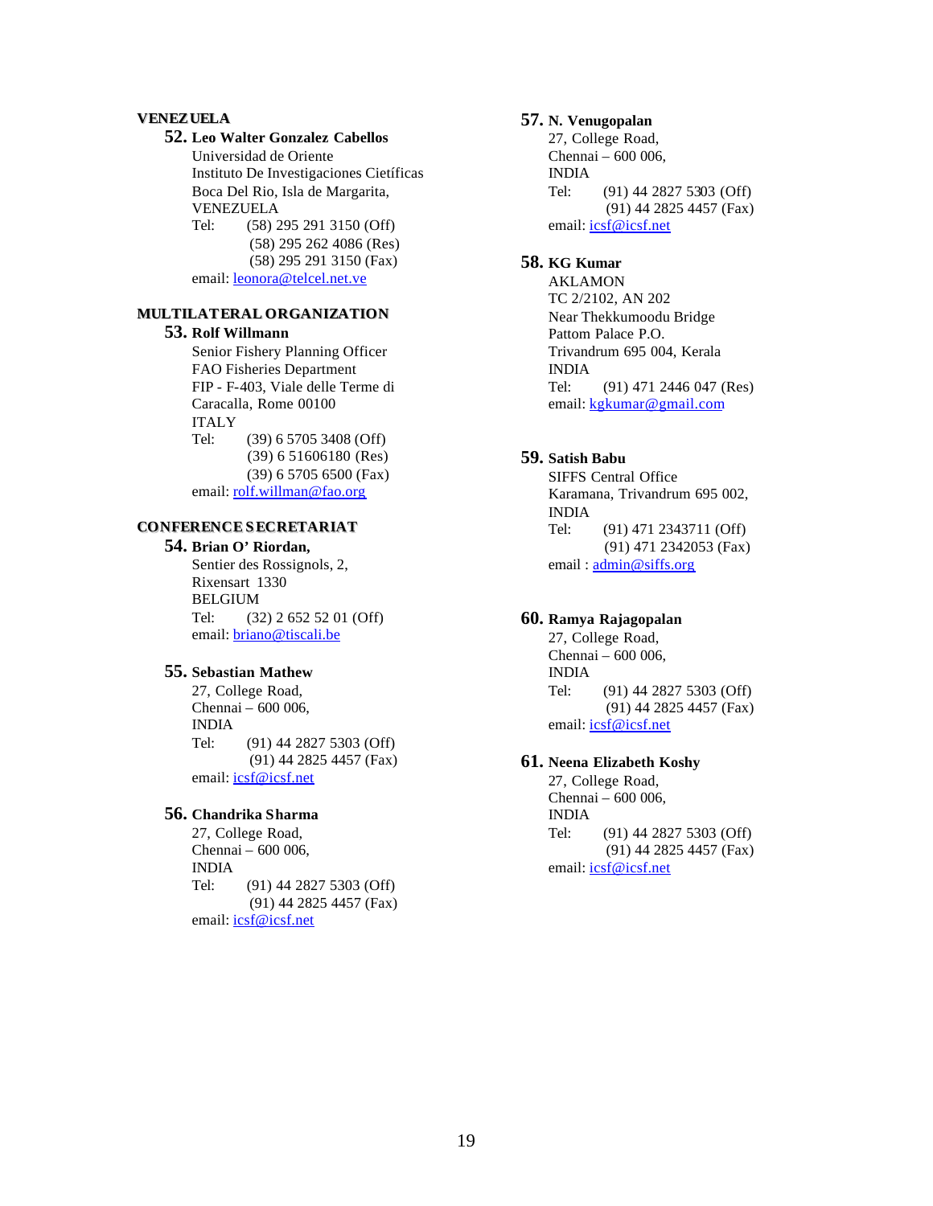**VENEZUELA**

**52. Leo Walter Gonzalez Cabellos**
Universidad de Oriente
Instituto De Investigaciones Cietíficas
Boca Del Rio, Isla de Margarita,
VENEZUELA
Tel: (58) 295 291 3150 (Off)
(58) 295 262 4086 (Res)
(58) 295 291 3150 (Fax)
email: leonora@telcel.net.ve

**MULTILATERAL ORGANIZATION**

**53. Rolf Willmann**
Senior Fishery Planning Officer
FAO Fisheries Department
FIP - F-403, Viale delle Terme di Caracalla, Rome 00100
ITALY
Tel: (39) 6 5705 3408 (Off)
(39) 6 51606180 (Res)
(39) 6 5705 6500 (Fax)
email: rolf.willman@fao.org

**CONFERENCE SECRETARIAT**

**54. Brian O' Riordan,**
Sentier des Rossignols, 2,
Rixensart 1330
BELGIUM
Tel: (32) 2 652 52 01 (Off)
email: briano@tiscali.be

**55. Sebastian Mathew**
27, College Road,
Chennai – 600 006,
INDIA
Tel: (91) 44 2827 5303 (Off)
(91) 44 2825 4457 (Fax)
email: icsf@icsf.net

**56. Chandrika Sharma**
27, College Road,
Chennai – 600 006,
INDIA
Tel: (91) 44 2827 5303 (Off)
(91) 44 2825 4457 (Fax)
email: icsf@icsf.net

**57. N. Venugopalan**
27, College Road,
Chennai – 600 006,
INDIA
Tel: (91) 44 2827 5303 (Off)
(91) 44 2825 4457 (Fax)
email: icsf@icsf.net

**58. KG Kumar**
AKLAMON
TC 2/2102, AN 202
Near Thekkumoodu Bridge
Pattom Palace P.O.
Trivandrum 695 004, Kerala
INDIA
Tel: (91) 471 2446 047 (Res)
email: kgkumar@gmail.com

**59. Satish Babu**
SIFFS Central Office
Karamana, Trivandrum 695 002,
INDIA
Tel: (91) 471 2343711 (Off)
(91) 471 2342053 (Fax)
email : admin@siffs.org

**60. Ramya Rajagopalan**
27, College Road,
Chennai – 600 006,
INDIA
Tel: (91) 44 2827 5303 (Off)
(91) 44 2825 4457 (Fax)
email: icsf@icsf.net

**61. Neena Elizabeth Koshy**
27, College Road,
Chennai – 600 006,
INDIA
Tel: (91) 44 2827 5303 (Off)
(91) 44 2825 4457 (Fax)
email: icsf@icsf.net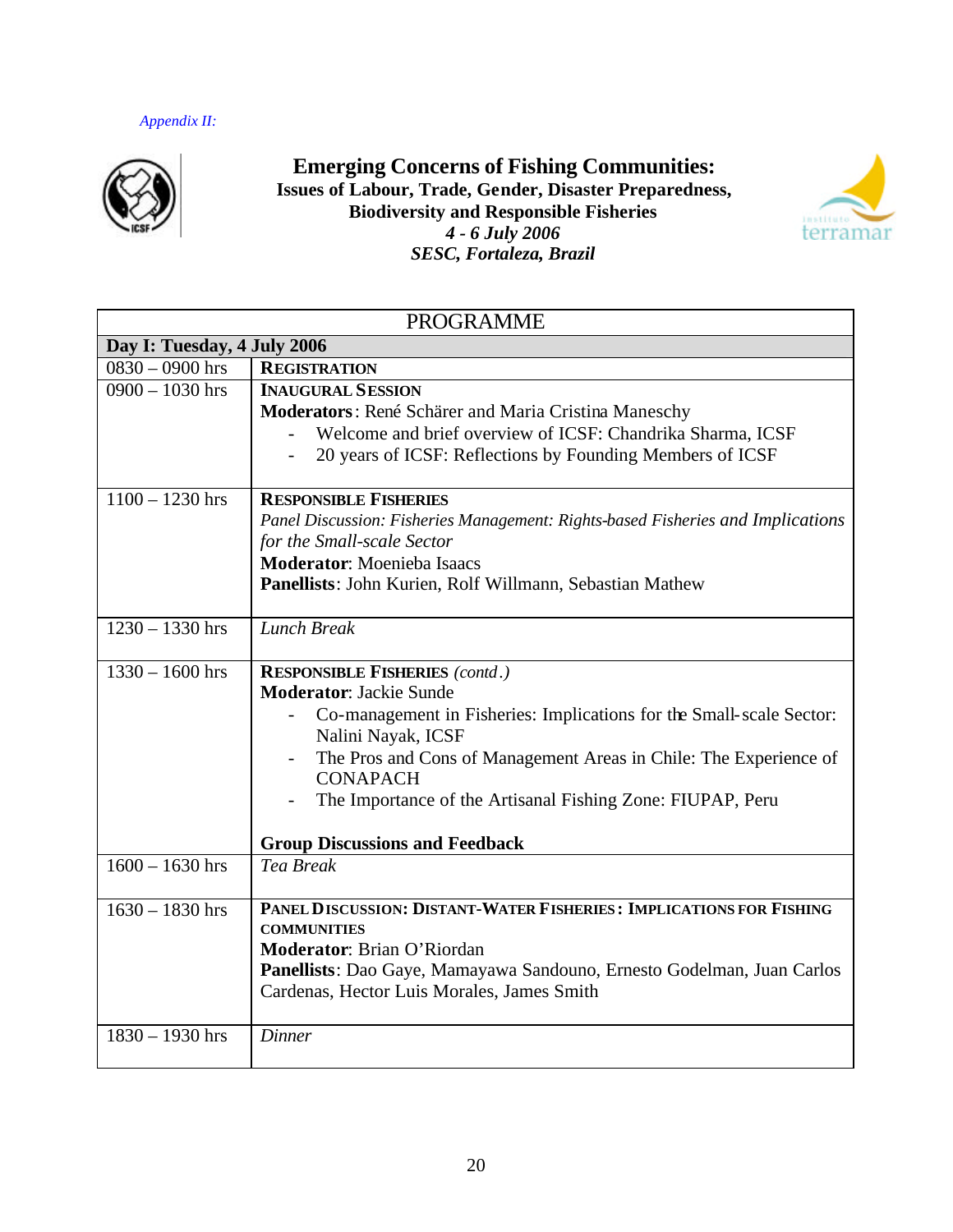*Appendix II:*

# Emerging Concerns of Fishing Communities:

### Issues of Labour, Trade, Gender, Disaster Preparedness, Biodiversity and Responsible Fisheries

***4 - 6 July 2006***

***SESC, Fortaleza, Brazil***

| PROGRAMME | |
|---|---|
| **Day I: Tuesday, 4 July 2006** | |
| 0830 – 0900 hrs | **REGISTRATION** |
| 0900 – 1030 hrs | **INAUGURAL SESSION**<br>**Moderators**: René Schärer and Maria Cristina Maneschy<br>- Welcome and brief overview of ICSF: Chandrika Sharma, ICSF<br>- 20 years of ICSF: Reflections by Founding Members of ICSF |
| 1100 – 1230 hrs | **RESPONSIBLE FISHERIES**<br>*Panel Discussion: Fisheries Management: Rights-based Fisheries and Implications for the Small-scale Sector*<br>**Moderator**: Moenieba Isaacs<br>**Panellists**: John Kurien, Rolf Willmann, Sebastian Mathew |
| 1230 – 1330 hrs | *Lunch Break* |
| 1330 – 1600 hrs | **RESPONSIBLE FISHERIES** *(contd.)*<br>**Moderator**: Jackie Sunde<br>- Co-management in Fisheries: Implications for the Small-scale Sector: Nalini Nayak, ICSF<br>- The Pros and Cons of Management Areas in Chile: The Experience of CONAPACH<br>- The Importance of the Artisanal Fishing Zone: FIUPAP, Peru<br><br>**Group Discussions and Feedback** |
| 1600 – 1630 hrs | *Tea Break* |
| 1630 – 1830 hrs | **PANEL DISCUSSION: DISTANT-WATER FISHERIES: IMPLICATIONS FOR FISHING COMMUNITIES**<br>**Moderator**: Brian O'Riordan<br>**Panellists**: Dao Gaye, Mamayawa Sandouno, Ernesto Godelman, Juan Carlos Cardenas, Hector Luis Morales, James Smith |
| 1830 – 1930 hrs | *Dinner* |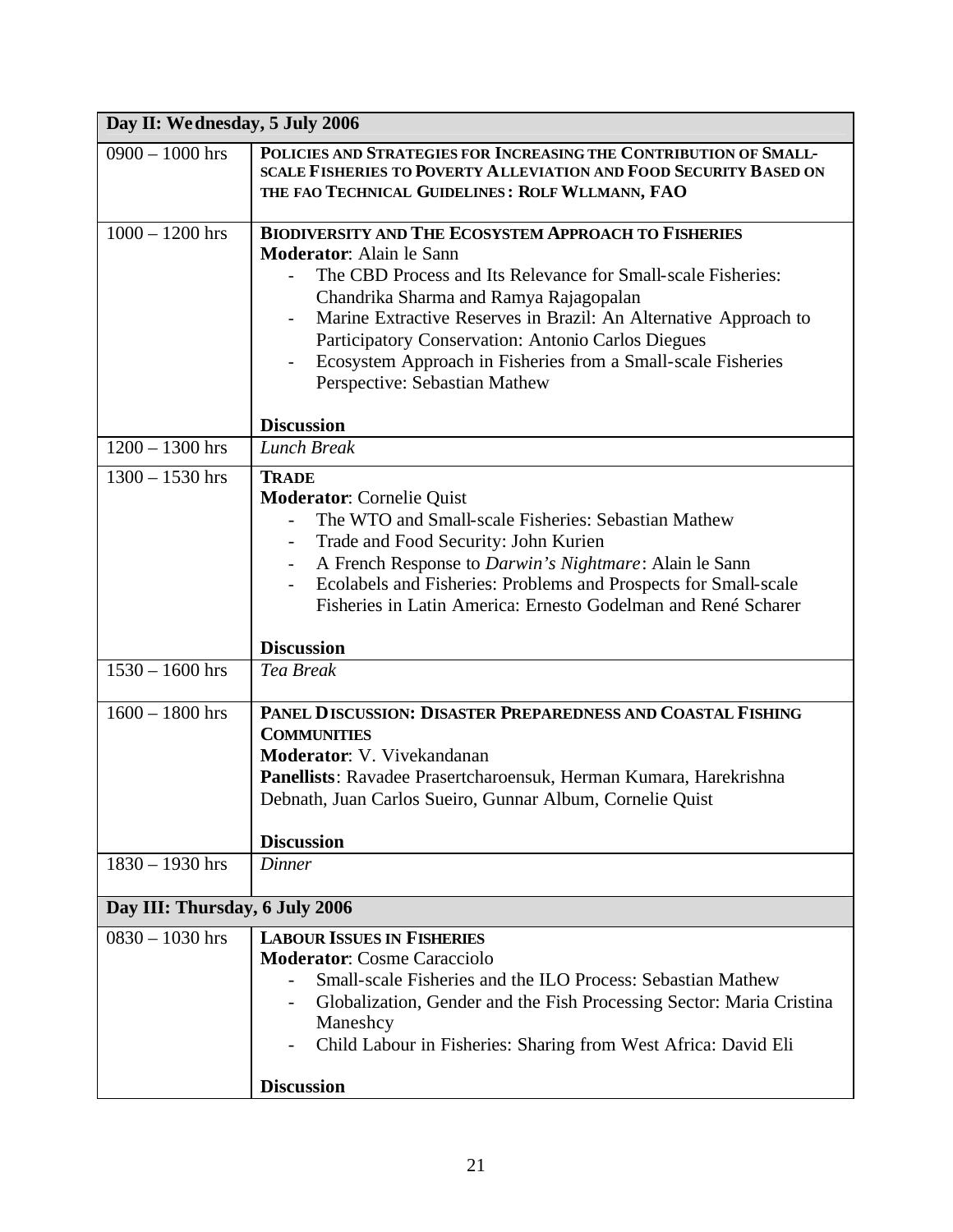| Day II: Wednesday, 5 July 2006 | |
|---|---|
| 0900 – 1000 hrs | **POLICIES AND STRATEGIES FOR INCREASING THE CONTRIBUTION OF SMALL-SCALE FISHERIES TO POVERTY ALLEVIATION AND FOOD SECURITY BASED ON THE FAO TECHNICAL GUIDELINES: ROLF WLLMANN, FAO** |
| 1000 – 1200 hrs | **BIODIVERSITY AND THE ECOSYSTEM APPROACH TO FISHERIES**<br>**Moderator**: Alain le Sann<br>- The CBD Process and Its Relevance for Small-scale Fisheries: Chandrika Sharma and Ramya Rajagopalan<br>- Marine Extractive Reserves in Brazil: An Alternative Approach to Participatory Conservation: Antonio Carlos Diegues<br>- Ecosystem Approach in Fisheries from a Small-scale Fisheries Perspective: Sebastian Mathew<br><br>**Discussion** |
| 1200 – 1300 hrs | *Lunch Break* |
| 1300 – 1530 hrs | **TRADE**<br>**Moderator**: Cornelie Quist<br>- The WTO and Small-scale Fisheries: Sebastian Mathew<br>- Trade and Food Security: John Kurien<br>- A French Response to *Darwin's Nightmare*: Alain le Sann<br>- Ecolabels and Fisheries: Problems and Prospects for Small-scale Fisheries in Latin America: Ernesto Godelman and René Scharer<br><br>**Discussion** |
| 1530 – 1600 hrs | *Tea Break* |
| 1600 – 1800 hrs | **PANEL DISCUSSION: DISASTER PREPAREDNESS AND COASTAL FISHING COMMUNITIES**<br>**Moderator**: V. Vivekandanan<br>**Panellists**: Ravadee Prasertcharoensuk, Herman Kumara, Harekrishna Debnath, Juan Carlos Sueiro, Gunnar Album, Cornelie Quist<br><br>**Discussion** |
| 1830 – 1930 hrs | *Dinner* |
| **Day III: Thursday, 6 July 2006** | |
| 0830 – 1030 hrs | **LABOUR ISSUES IN FISHERIES**<br>**Moderator**: Cosme Caracciolo<br>- Small-scale Fisheries and the ILO Process: Sebastian Mathew<br>- Globalization, Gender and the Fish Processing Sector: Maria Cristina Maneshcy<br>- Child Labour in Fisheries: Sharing from West Africa: David Eli<br><br>**Discussion** |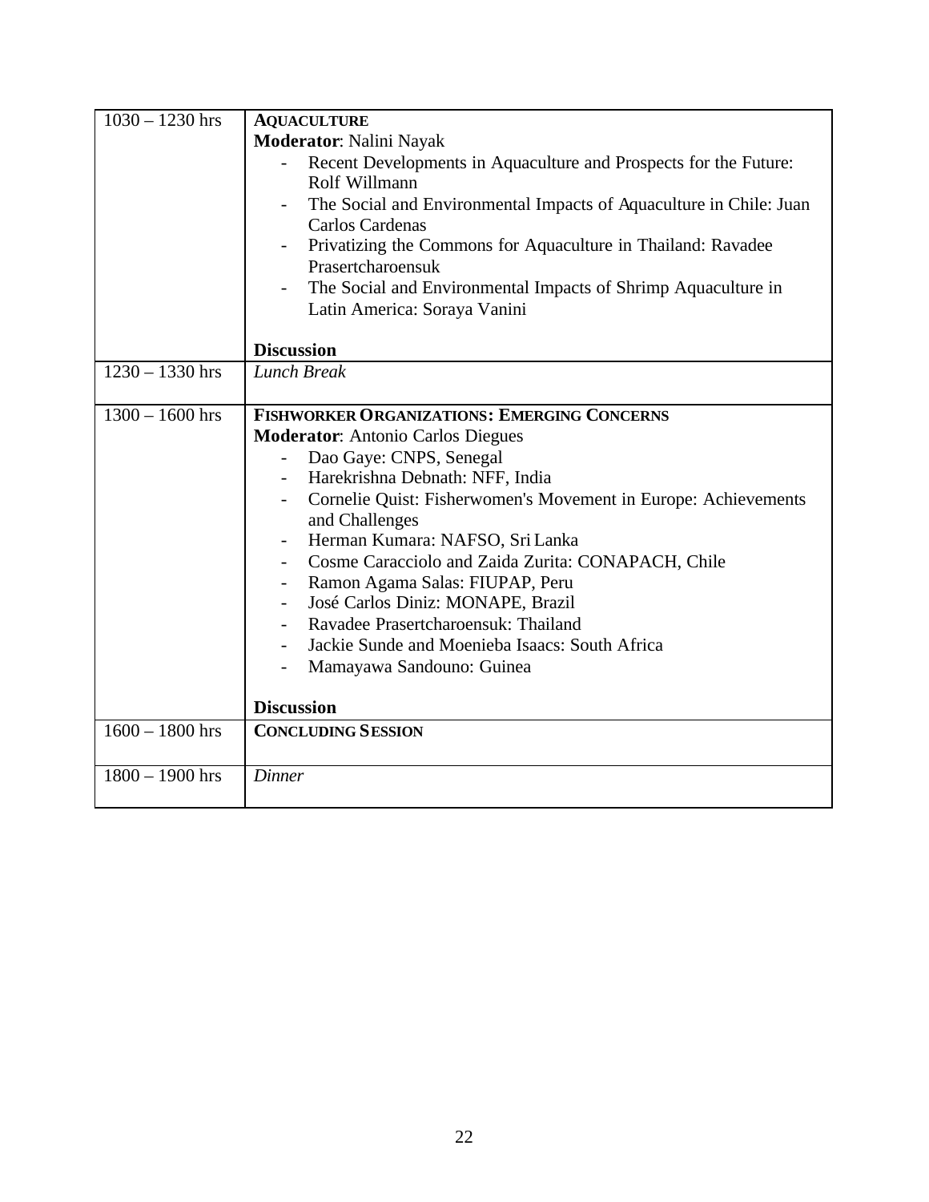| | |
|---|---|
| 1030 – 1230 hrs | **AQUACULTURE**<br>**Moderator**: Nalini Nayak<br>- Recent Developments in Aquaculture and Prospects for the Future: Rolf Willmann<br>- The Social and Environmental Impacts of Aquaculture in Chile: Juan Carlos Cardenas<br>- Privatizing the Commons for Aquaculture in Thailand: Ravadee Prasertcharoensuk<br>- The Social and Environmental Impacts of Shrimp Aquaculture in Latin America: Soraya Vanini<br><br>**Discussion** |
| 1230 – 1330 hrs | *Lunch Break* |
| 1300 – 1600 hrs | **FISHWORKER ORGANIZATIONS: EMERGING CONCERNS**<br>**Moderator**: Antonio Carlos Diegues<br>- Dao Gaye: CNPS, Senegal<br>- Harekrishna Debnath: NFF, India<br>- Cornelie Quist: Fisherwomen's Movement in Europe: Achievements and Challenges<br>- Herman Kumara: NAFSO, Sri Lanka<br>- Cosme Caracciolo and Zaida Zurita: CONAPACH, Chile<br>- Ramon Agama Salas: FIUPAP, Peru<br>- José Carlos Diniz: MONAPE, Brazil<br>- Ravadee Prasertcharoensuk: Thailand<br>- Jackie Sunde and Moenieba Isaacs: South Africa<br>- Mamayawa Sandouno: Guinea<br><br>**Discussion** |
| 1600 – 1800 hrs | **CONCLUDING SESSION** |
| 1800 – 1900 hrs | *Dinner* |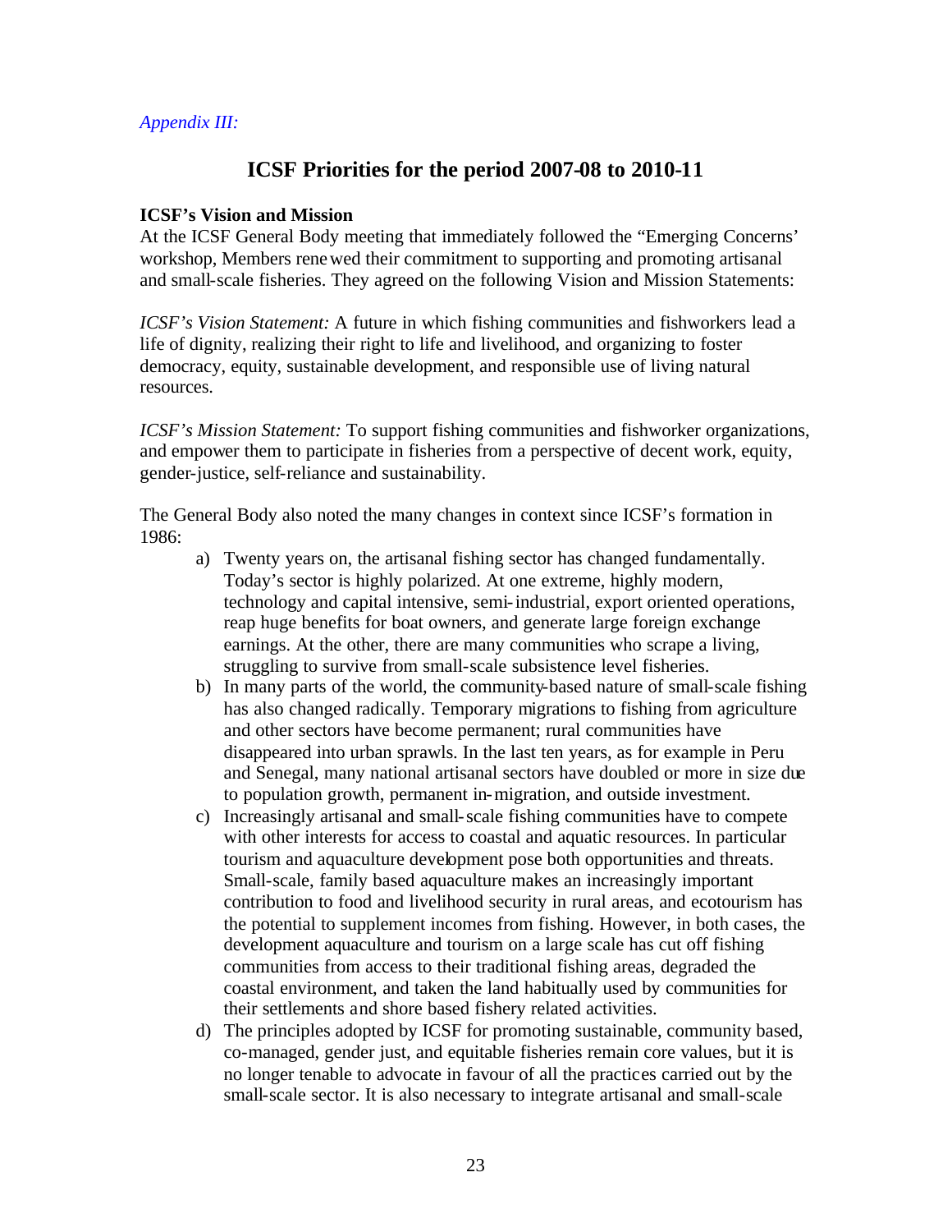*Appendix III:*

# ICSF Priorities for the period 2007-08 to 2010-11

**ICSF's Vision and Mission**

At the ICSF General Body meeting that immediately followed the "Emerging Concerns' workshop, Members renewed their commitment to supporting and promoting artisanal and small-scale fisheries. They agreed on the following Vision and Mission Statements:

*ICSF's Vision Statement:* A future in which fishing communities and fishworkers lead a life of dignity, realizing their right to life and livelihood, and organizing to foster democracy, equity, sustainable development, and responsible use of living natural resources.

*ICSF's Mission Statement:* To support fishing communities and fishworker organizations, and empower them to participate in fisheries from a perspective of decent work, equity, gender-justice, self-reliance and sustainability.

The General Body also noted the many changes in context since ICSF's formation in 1986:

a) Twenty years on, the artisanal fishing sector has changed fundamentally. Today's sector is highly polarized. At one extreme, highly modern, technology and capital intensive, semi-industrial, export oriented operations, reap huge benefits for boat owners, and generate large foreign exchange earnings. At the other, there are many communities who scrape a living, struggling to survive from small-scale subsistence level fisheries.

b) In many parts of the world, the community-based nature of small-scale fishing has also changed radically. Temporary migrations to fishing from agriculture and other sectors have become permanent; rural communities have disappeared into urban sprawls. In the last ten years, as for example in Peru and Senegal, many national artisanal sectors have doubled or more in size due to population growth, permanent in-migration, and outside investment.

c) Increasingly artisanal and small-scale fishing communities have to compete with other interests for access to coastal and aquatic resources. In particular tourism and aquaculture development pose both opportunities and threats. Small-scale, family based aquaculture makes an increasingly important contribution to food and livelihood security in rural areas, and ecotourism has the potential to supplement incomes from fishing. However, in both cases, the development aquaculture and tourism on a large scale has cut off fishing communities from access to their traditional fishing areas, degraded the coastal environment, and taken the land habitually used by communities for their settlements and shore based fishery related activities.

d) The principles adopted by ICSF for promoting sustainable, community based, co-managed, gender just, and equitable fisheries remain core values, but it is no longer tenable to advocate in favour of all the practices carried out by the small-scale sector. It is also necessary to integrate artisanal and small-scale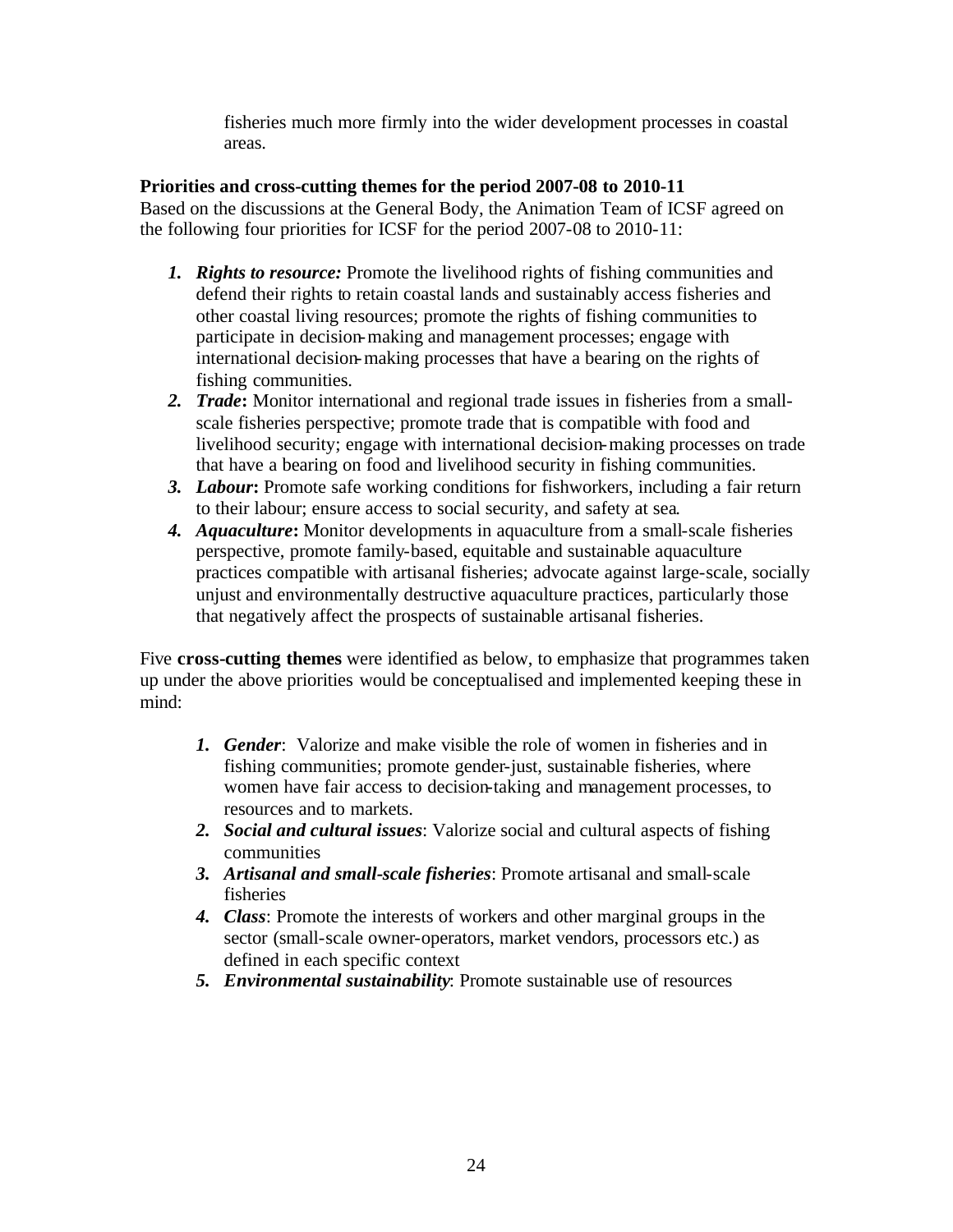fisheries much more firmly into the wider development processes in coastal areas.

**Priorities and cross-cutting themes for the period 2007-08 to 2010-11**

Based on the discussions at the General Body, the Animation Team of ICSF agreed on the following four priorities for ICSF for the period 2007-08 to 2010-11:

1. ***Rights to resource:*** Promote the livelihood rights of fishing communities and defend their rights to retain coastal lands and sustainably access fisheries and other coastal living resources; promote the rights of fishing communities to participate in decision-making and management processes; engage with international decision-making processes that have a bearing on the rights of fishing communities.
2. ***Trade*:** Monitor international and regional trade issues in fisheries from a small-scale fisheries perspective; promote trade that is compatible with food and livelihood security; engage with international decision-making processes on trade that have a bearing on food and livelihood security in fishing communities.
3. ***Labour*:** Promote safe working conditions for fishworkers, including a fair return to their labour; ensure access to social security, and safety at sea.
4. ***Aquaculture*:** Monitor developments in aquaculture from a small-scale fisheries perspective, promote family-based, equitable and sustainable aquaculture practices compatible with artisanal fisheries; advocate against large-scale, socially unjust and environmentally destructive aquaculture practices, particularly those that negatively affect the prospects of sustainable artisanal fisheries.

Five **cross-cutting themes** were identified as below, to emphasize that programmes taken up under the above priorities would be conceptualised and implemented keeping these in mind:

1. ***Gender***: Valorize and make visible the role of women in fisheries and in fishing communities; promote gender-just, sustainable fisheries, where women have fair access to decision-taking and management processes, to resources and to markets.
2. ***Social and cultural issues***: Valorize social and cultural aspects of fishing communities
3. ***Artisanal and small-scale fisheries***: Promote artisanal and small-scale fisheries
4. ***Class***: Promote the interests of workers and other marginal groups in the sector (small-scale owner-operators, market vendors, processors etc.) as defined in each specific context
5. ***Environmental sustainability***: Promote sustainable use of resources